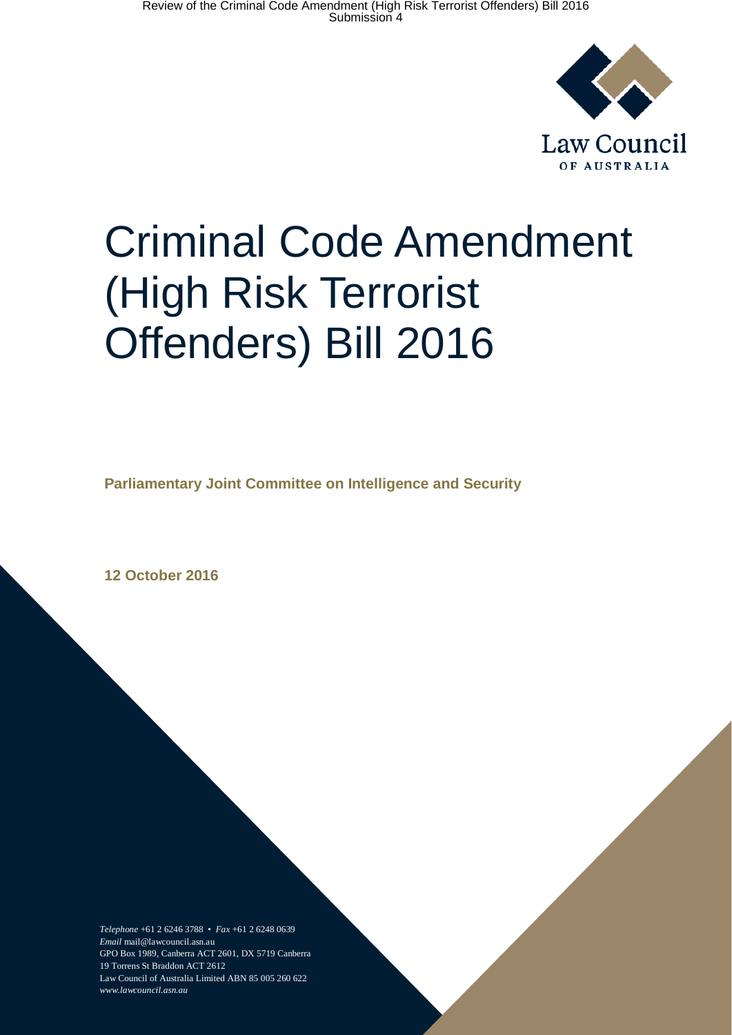Law Council OF AUSTRALIA

# Criminal Code Amendment (High Risk Terrorist Offenders) Bill 2016

**Parliamentary Joint Committee on Intelligence and Security**

**12 October 2016**

*Telephone* +61 2 6246 3788 • *Fax* +61 2 6248 0639
*Email* mail@lawcouncil.asn.au
GPO Box 1989, Canberra ACT 2601, DX 5719 Canberra
19 Torrens St Braddon ACT 2612
Law Council of Australia Limited ABN 85 005 260 622
*www.lawcouncil.asn.au*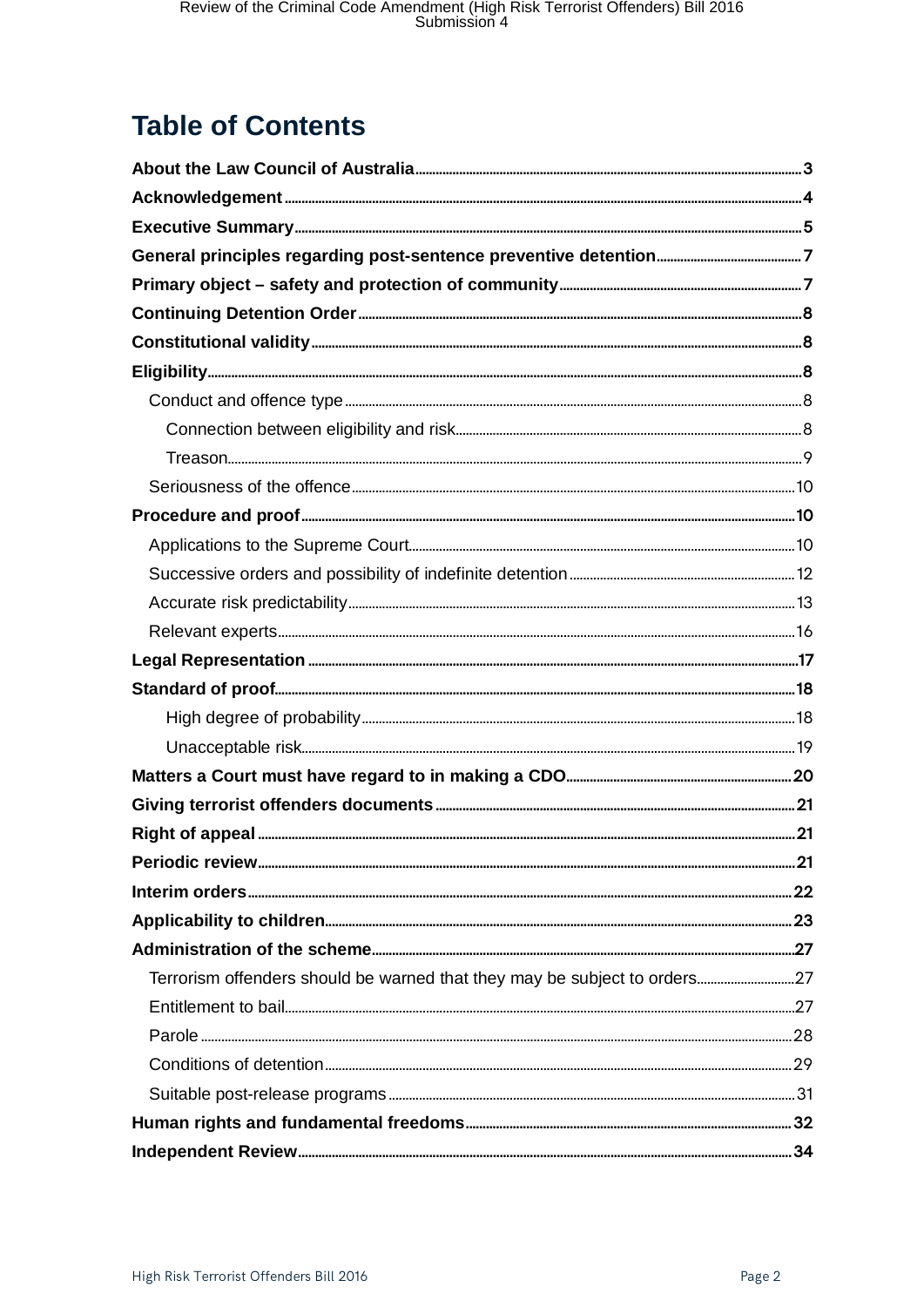# Table of Contents

- **About the Law Council of Australia** 3
- **Acknowledgement** 4
- **Executive Summary** 5
- **General principles regarding post-sentence preventive detention** 7
- **Primary object – safety and protection of community** 7
- **Continuing Detention Order** 8
- **Constitutional validity** 8
- **Eligibility** 8
  - Conduct and offence type 8
    - Connection between eligibility and risk 8
    - Treason 9
  - Seriousness of the offence 10
- **Procedure and proof** 10
  - Applications to the Supreme Court 10
  - Successive orders and possibility of indefinite detention 12
  - Accurate risk predictability 13
  - Relevant experts 16
- **Legal Representation** 17
- **Standard of proof** 18
    - High degree of probability 18
    - Unacceptable risk 19
- **Matters a Court must have regard to in making a CDO** 20
- **Giving terrorist offenders documents** 21
- **Right of appeal** 21
- **Periodic review** 21
- **Interim orders** 22
- **Applicability to children** 23
- **Administration of the scheme** 27
  - Terrorism offenders should be warned that they may be subject to orders 27
  - Entitlement to bail 27
  - Parole 28
  - Conditions of detention 29
  - Suitable post-release programs 31
- **Human rights and fundamental freedoms** 32
- **Independent Review** 34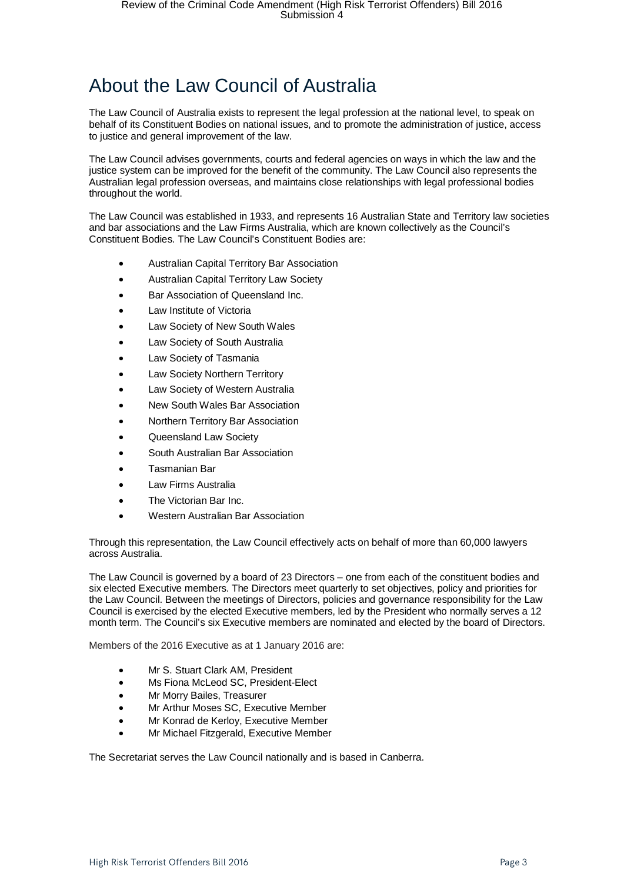# About the Law Council of Australia

The Law Council of Australia exists to represent the legal profession at the national level, to speak on behalf of its Constituent Bodies on national issues, and to promote the administration of justice, access to justice and general improvement of the law.

The Law Council advises governments, courts and federal agencies on ways in which the law and the justice system can be improved for the benefit of the community. The Law Council also represents the Australian legal profession overseas, and maintains close relationships with legal professional bodies throughout the world.

The Law Council was established in 1933, and represents 16 Australian State and Territory law societies and bar associations and the Law Firms Australia, which are known collectively as the Council's Constituent Bodies. The Law Council's Constituent Bodies are:

- Australian Capital Territory Bar Association
- Australian Capital Territory Law Society
- Bar Association of Queensland Inc.
- Law Institute of Victoria
- Law Society of New South Wales
- Law Society of South Australia
- Law Society of Tasmania
- Law Society Northern Territory
- Law Society of Western Australia
- New South Wales Bar Association
- Northern Territory Bar Association
- Queensland Law Society
- South Australian Bar Association
- Tasmanian Bar
- Law Firms Australia
- The Victorian Bar Inc.
- Western Australian Bar Association

Through this representation, the Law Council effectively acts on behalf of more than 60,000 lawyers across Australia.

The Law Council is governed by a board of 23 Directors – one from each of the constituent bodies and six elected Executive members. The Directors meet quarterly to set objectives, policy and priorities for the Law Council. Between the meetings of Directors, policies and governance responsibility for the Law Council is exercised by the elected Executive members, led by the President who normally serves a 12 month term. The Council's six Executive members are nominated and elected by the board of Directors.

Members of the 2016 Executive as at 1 January 2016 are:

- Mr S. Stuart Clark AM, President
- Ms Fiona McLeod SC, President-Elect
- Mr Morry Bailes, Treasurer
- Mr Arthur Moses SC, Executive Member
- Mr Konrad de Kerloy, Executive Member
- Mr Michael Fitzgerald, Executive Member

The Secretariat serves the Law Council nationally and is based in Canberra.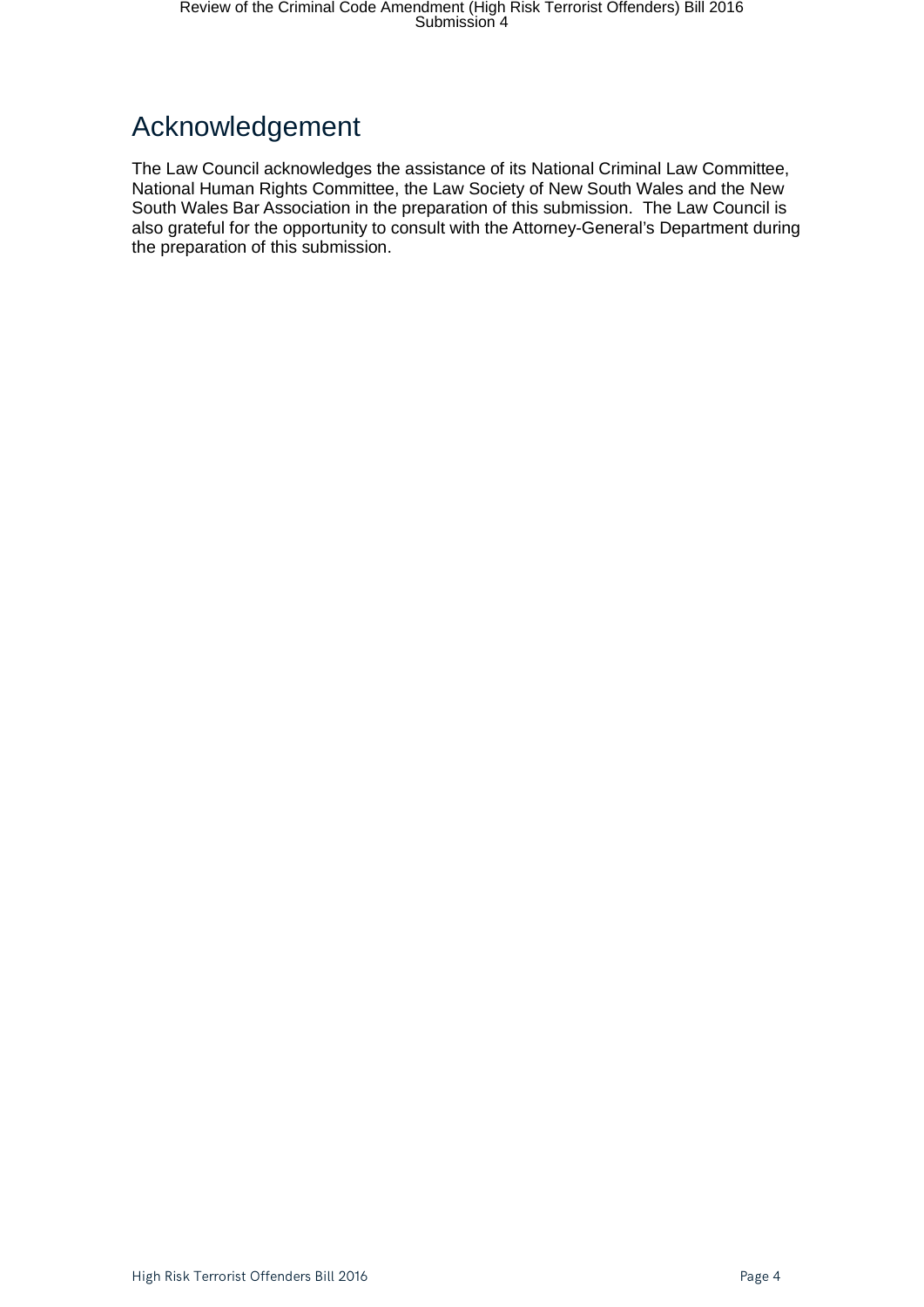# Acknowledgement

The Law Council acknowledges the assistance of its National Criminal Law Committee, National Human Rights Committee, the Law Society of New South Wales and the New South Wales Bar Association in the preparation of this submission. The Law Council is also grateful for the opportunity to consult with the Attorney-General's Department during the preparation of this submission.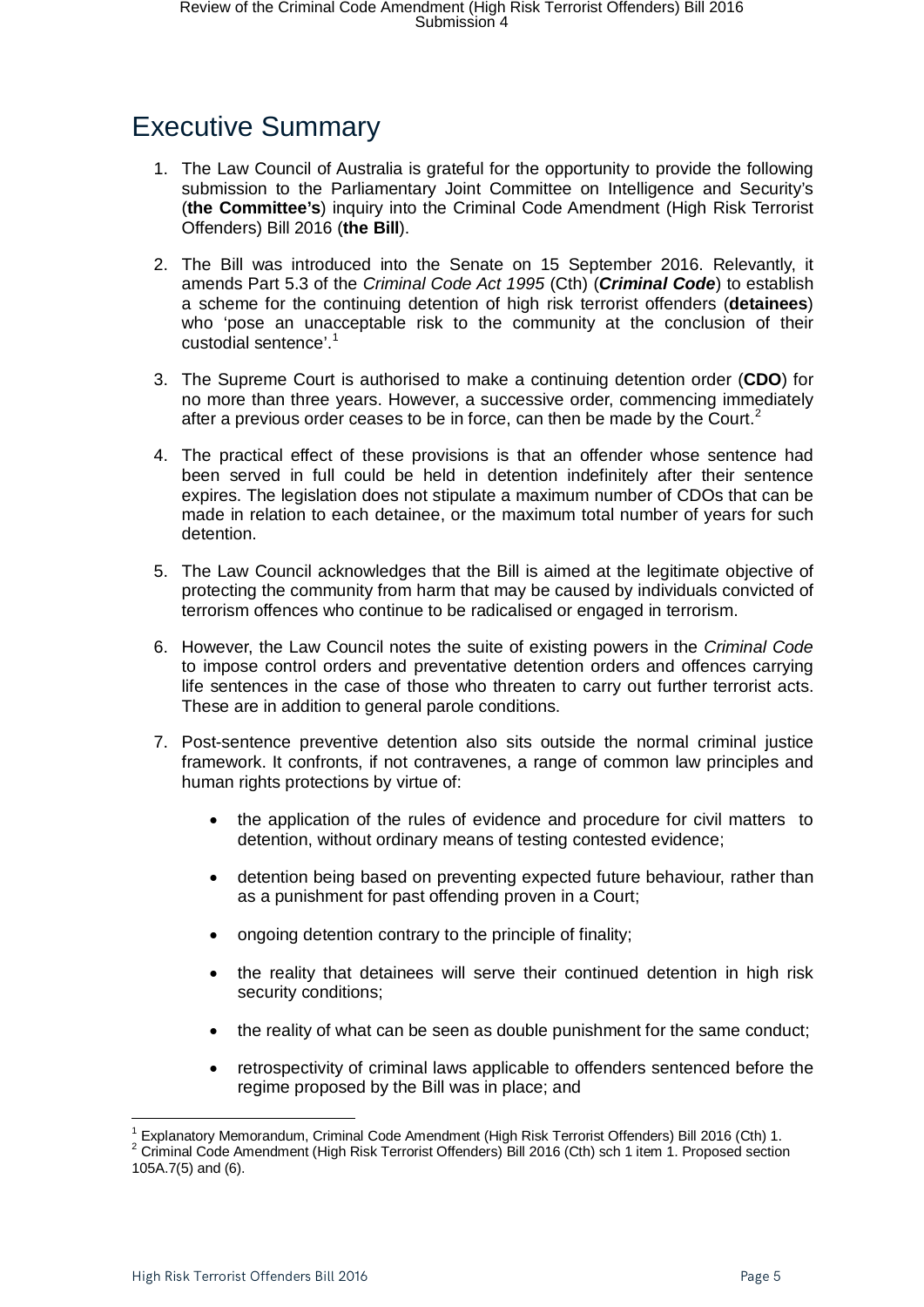# Executive Summary

1. The Law Council of Australia is grateful for the opportunity to provide the following submission to the Parliamentary Joint Committee on Intelligence and Security's (**the Committee's**) inquiry into the Criminal Code Amendment (High Risk Terrorist Offenders) Bill 2016 (**the Bill**).

2. The Bill was introduced into the Senate on 15 September 2016. Relevantly, it amends Part 5.3 of the *Criminal Code Act 1995* (Cth) (***Criminal Code***) to establish a scheme for the continuing detention of high risk terrorist offenders (**detainees**) who 'pose an unacceptable risk to the community at the conclusion of their custodial sentence'.[1]

3. The Supreme Court is authorised to make a continuing detention order (**CDO**) for no more than three years. However, a successive order, commencing immediately after a previous order ceases to be in force, can then be made by the Court.[2]

4. The practical effect of these provisions is that an offender whose sentence had been served in full could be held in detention indefinitely after their sentence expires. The legislation does not stipulate a maximum number of CDOs that can be made in relation to each detainee, or the maximum total number of years for such detention.

5. The Law Council acknowledges that the Bill is aimed at the legitimate objective of protecting the community from harm that may be caused by individuals convicted of terrorism offences who continue to be radicalised or engaged in terrorism.

6. However, the Law Council notes the suite of existing powers in the *Criminal Code* to impose control orders and preventative detention orders and offences carrying life sentences in the case of those who threaten to carry out further terrorist acts. These are in addition to general parole conditions.

7. Post-sentence preventive detention also sits outside the normal criminal justice framework. It confronts, if not contravenes, a range of common law principles and human rights protections by virtue of:

   - the application of the rules of evidence and procedure for civil matters to detention, without ordinary means of testing contested evidence;
   - detention being based on preventing expected future behaviour, rather than as a punishment for past offending proven in a Court;
   - ongoing detention contrary to the principle of finality;
   - the reality that detainees will serve their continued detention in high risk security conditions;
   - the reality of what can be seen as double punishment for the same conduct;
   - retrospectivity of criminal laws applicable to offenders sentenced before the regime proposed by the Bill was in place; and

---

[1] Explanatory Memorandum, Criminal Code Amendment (High Risk Terrorist Offenders) Bill 2016 (Cth) 1.

[2] Criminal Code Amendment (High Risk Terrorist Offenders) Bill 2016 (Cth) sch 1 item 1. Proposed section 105A.7(5) and (6).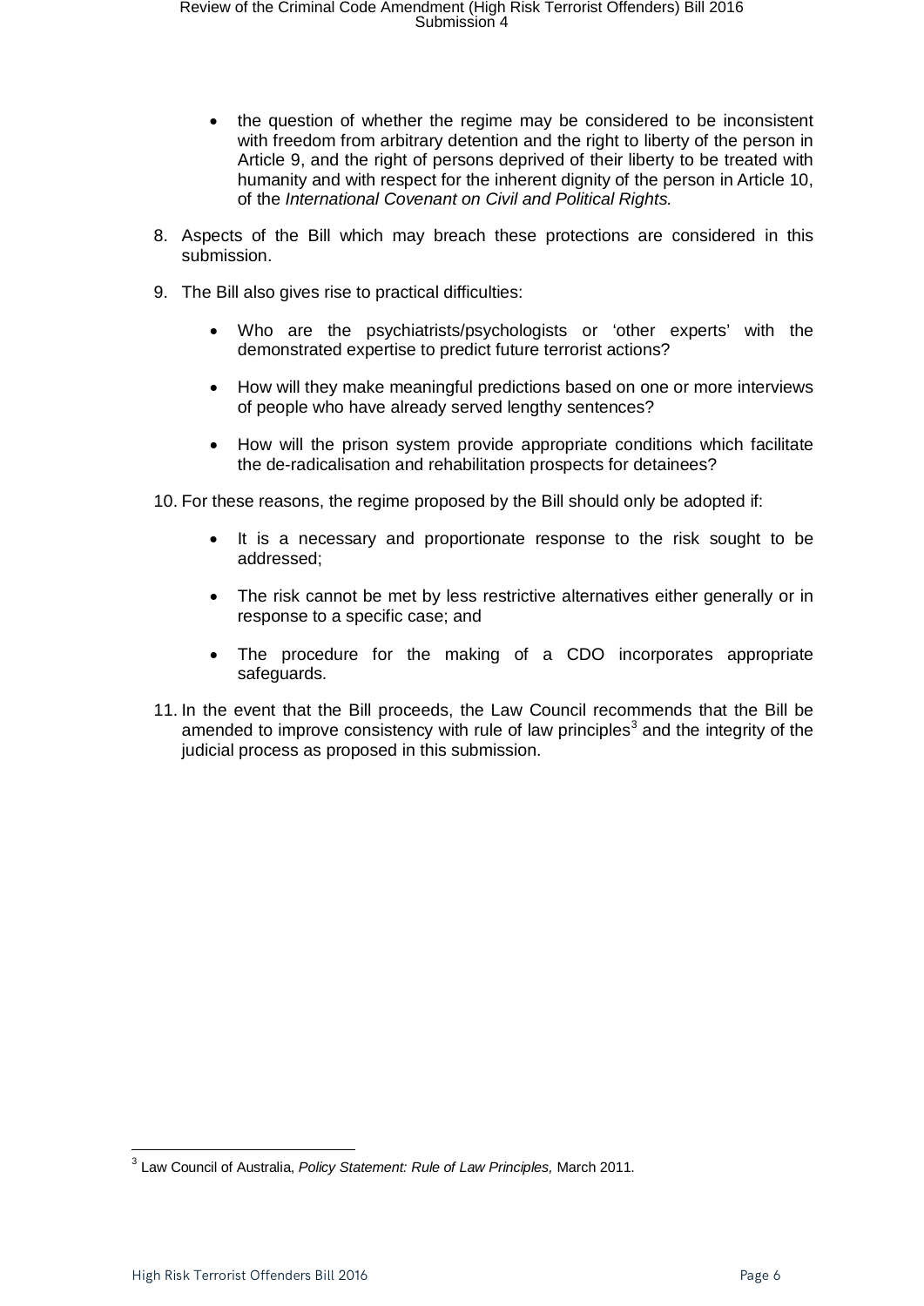- the question of whether the regime may be considered to be inconsistent with freedom from arbitrary detention and the right to liberty of the person in Article 9, and the right of persons deprived of their liberty to be treated with humanity and with respect for the inherent dignity of the person in Article 10, of the *International Covenant on Civil and Political Rights.*

8. Aspects of the Bill which may breach these protections are considered in this submission.

9. The Bill also gives rise to practical difficulties:

   - Who are the psychiatrists/psychologists or 'other experts' with the demonstrated expertise to predict future terrorist actions?

   - How will they make meaningful predictions based on one or more interviews of people who have already served lengthy sentences?

   - How will the prison system provide appropriate conditions which facilitate the de-radicalisation and rehabilitation prospects for detainees?

10. For these reasons, the regime proposed by the Bill should only be adopted if:

    - It is a necessary and proportionate response to the risk sought to be addressed;

    - The risk cannot be met by less restrictive alternatives either generally or in response to a specific case; and

    - The procedure for the making of a CDO incorporates appropriate safeguards.

11. In the event that the Bill proceeds, the Law Council recommends that the Bill be amended to improve consistency with rule of law principles[3] and the integrity of the judicial process as proposed in this submission.

---

[3] Law Council of Australia, *Policy Statement: Rule of Law Principles,* March 2011.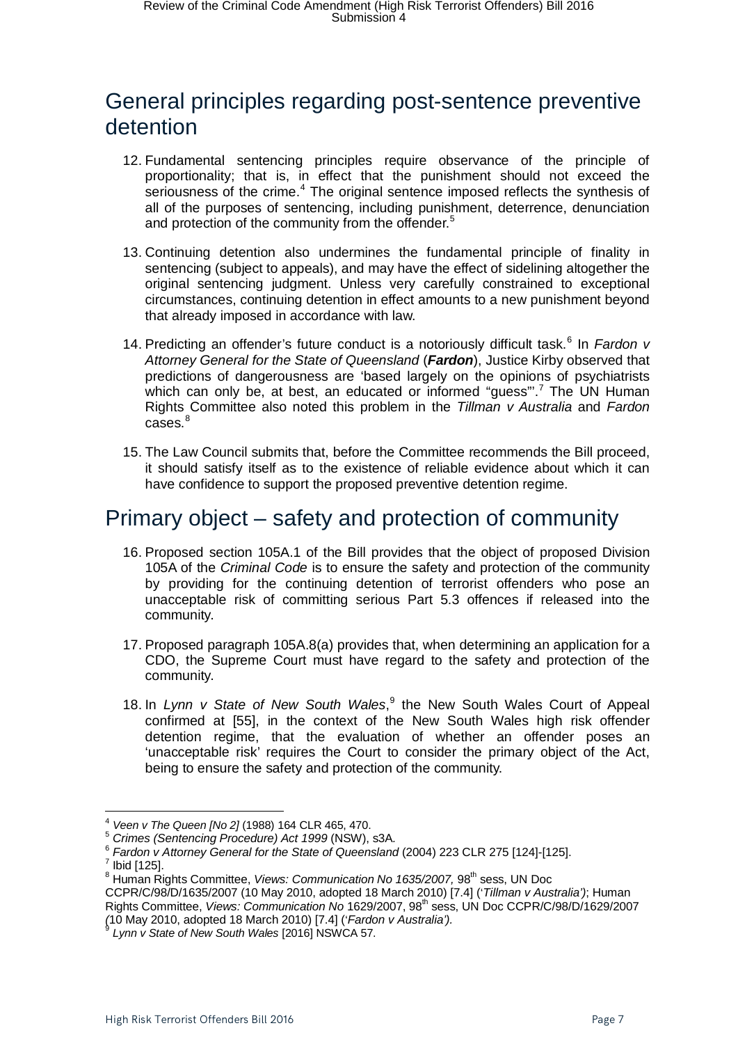## General principles regarding post-sentence preventive detention

12. Fundamental sentencing principles require observance of the principle of proportionality; that is, in effect that the punishment should not exceed the seriousness of the crime.[4] The original sentence imposed reflects the synthesis of all of the purposes of sentencing, including punishment, deterrence, denunciation and protection of the community from the offender.[5]

13. Continuing detention also undermines the fundamental principle of finality in sentencing (subject to appeals), and may have the effect of sidelining altogether the original sentencing judgment. Unless very carefully constrained to exceptional circumstances, continuing detention in effect amounts to a new punishment beyond that already imposed in accordance with law.

14. Predicting an offender's future conduct is a notoriously difficult task.[6] In *Fardon v Attorney General for the State of Queensland* (***Fardon***), Justice Kirby observed that predictions of dangerousness are 'based largely on the opinions of psychiatrists which can only be, at best, an educated or informed "guess"'.[7] The UN Human Rights Committee also noted this problem in the *Tillman v Australia* and *Fardon* cases.[8]

15. The Law Council submits that, before the Committee recommends the Bill proceed, it should satisfy itself as to the existence of reliable evidence about which it can have confidence to support the proposed preventive detention regime.

## Primary object – safety and protection of community

16. Proposed section 105A.1 of the Bill provides that the object of proposed Division 105A of the *Criminal Code* is to ensure the safety and protection of the community by providing for the continuing detention of terrorist offenders who pose an unacceptable risk of committing serious Part 5.3 offences if released into the community.

17. Proposed paragraph 105A.8(a) provides that, when determining an application for a CDO, the Supreme Court must have regard to the safety and protection of the community.

18. In *Lynn v State of New South Wales*,[9] the New South Wales Court of Appeal confirmed at [55], in the context of the New South Wales high risk offender detention regime, that the evaluation of whether an offender poses an 'unacceptable risk' requires the Court to consider the primary object of the Act, being to ensure the safety and protection of the community.

---

[4] *Veen v The Queen [No 2]* (1988) 164 CLR 465, 470.

[5] *Crimes (Sentencing Procedure) Act 1999* (NSW), s3A.

[6] *Fardon v Attorney General for the State of Queensland* (2004) 223 CLR 275 [124]-[125].

[7] Ibid [125].

[8] Human Rights Committee, *Views: Communication No 1635/2007,* 98th sess, UN Doc CCPR/C/98/D/1635/2007 (10 May 2010, adopted 18 March 2010) [7.4] ('*Tillman v Australia'*); Human Rights Committee, *Views: Communication No* 1629/2007, 98th sess, UN Doc CCPR/C/98/D/1629/2007 (10 May 2010, adopted 18 March 2010) [7.4] ('*Fardon v Australia')*.

[9] *Lynn v State of New South Wales* [2016] NSWCA 57.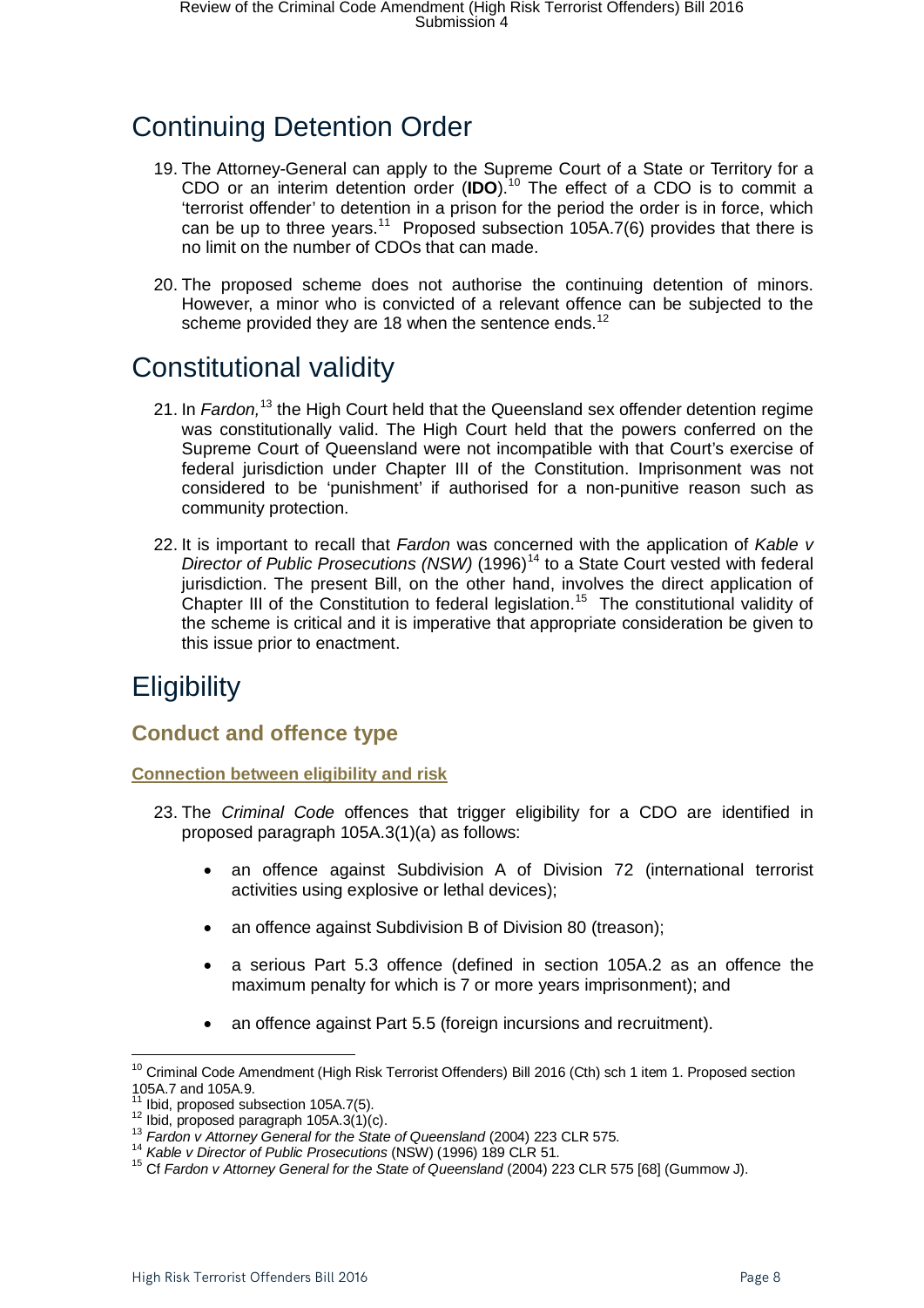# Continuing Detention Order

19. The Attorney-General can apply to the Supreme Court of a State or Territory for a CDO or an interim detention order (**IDO**).[10] The effect of a CDO is to commit a 'terrorist offender' to detention in a prison for the period the order is in force, which can be up to three years.[11] Proposed subsection 105A.7(6) provides that there is no limit on the number of CDOs that can made.

20. The proposed scheme does not authorise the continuing detention of minors. However, a minor who is convicted of a relevant offence can be subjected to the scheme provided they are 18 when the sentence ends.[12]

# Constitutional validity

21. In *Fardon,*[13] the High Court held that the Queensland sex offender detention regime was constitutionally valid. The High Court held that the powers conferred on the Supreme Court of Queensland were not incompatible with that Court's exercise of federal jurisdiction under Chapter III of the Constitution. Imprisonment was not considered to be 'punishment' if authorised for a non-punitive reason such as community protection.

22. It is important to recall that *Fardon* was concerned with the application of *Kable v Director of Public Prosecutions (NSW)* (1996)[14] to a State Court vested with federal jurisdiction. The present Bill, on the other hand, involves the direct application of Chapter III of the Constitution to federal legislation.[15] The constitutional validity of the scheme is critical and it is imperative that appropriate consideration be given to this issue prior to enactment.

# Eligibility

## Conduct and offence type

### Connection between eligibility and risk

23. The *Criminal Code* offences that trigger eligibility for a CDO are identified in proposed paragraph 105A.3(1)(a) as follows:

    - an offence against Subdivision A of Division 72 (international terrorist activities using explosive or lethal devices);
    - an offence against Subdivision B of Division 80 (treason);
    - a serious Part 5.3 offence (defined in section 105A.2 as an offence the maximum penalty for which is 7 or more years imprisonment); and
    - an offence against Part 5.5 (foreign incursions and recruitment).

---

[10] Criminal Code Amendment (High Risk Terrorist Offenders) Bill 2016 (Cth) sch 1 item 1. Proposed section 105A.7 and 105A.9.

[11] Ibid, proposed subsection 105A.7(5).

[12] Ibid, proposed paragraph 105A.3(1)(c).

[13] *Fardon v Attorney General for the State of Queensland* (2004) 223 CLR 575.

[14] *Kable v Director of Public Prosecutions* (NSW) (1996) 189 CLR 51.

[15] Cf *Fardon v Attorney General for the State of Queensland* (2004) 223 CLR 575 [68] (Gummow J).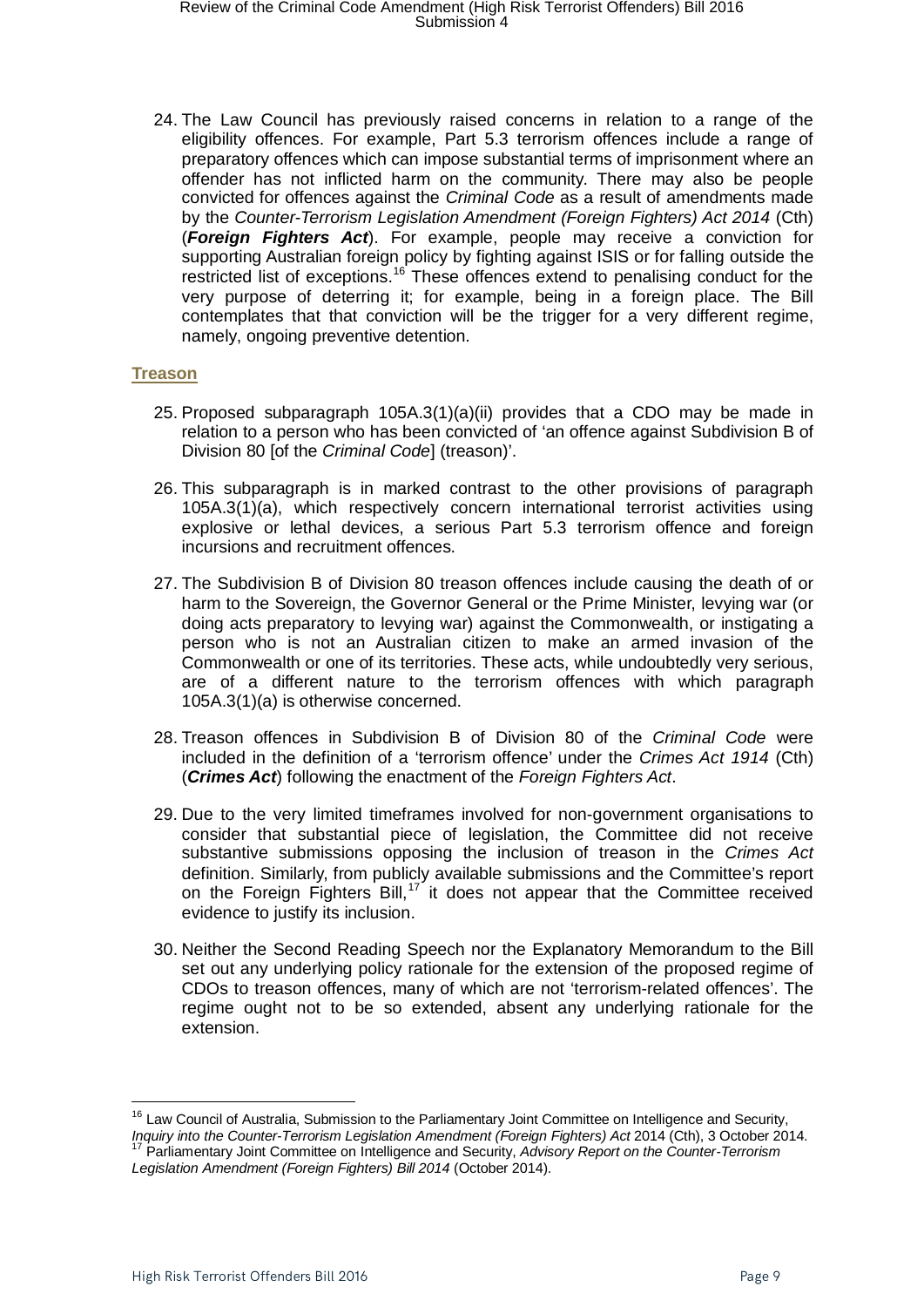24. The Law Council has previously raised concerns in relation to a range of the eligibility offences. For example, Part 5.3 terrorism offences include a range of preparatory offences which can impose substantial terms of imprisonment where an offender has not inflicted harm on the community. There may also be people convicted for offences against the *Criminal Code* as a result of amendments made by the *Counter-Terrorism Legislation Amendment (Foreign Fighters) Act 2014* (Cth) (***Foreign Fighters Act***). For example, people may receive a conviction for supporting Australian foreign policy by fighting against ISIS or for falling outside the restricted list of exceptions.[16] These offences extend to penalising conduct for the very purpose of deterring it; for example, being in a foreign place. The Bill contemplates that that conviction will be the trigger for a very different regime, namely, ongoing preventive detention.

## Treason

25. Proposed subparagraph 105A.3(1)(a)(ii) provides that a CDO may be made in relation to a person who has been convicted of 'an offence against Subdivision B of Division 80 [of the *Criminal Code*] (treason)'.

26. This subparagraph is in marked contrast to the other provisions of paragraph 105A.3(1)(a), which respectively concern international terrorist activities using explosive or lethal devices, a serious Part 5.3 terrorism offence and foreign incursions and recruitment offences.

27. The Subdivision B of Division 80 treason offences include causing the death of or harm to the Sovereign, the Governor General or the Prime Minister, levying war (or doing acts preparatory to levying war) against the Commonwealth, or instigating a person who is not an Australian citizen to make an armed invasion of the Commonwealth or one of its territories. These acts, while undoubtedly very serious, are of a different nature to the terrorism offences with which paragraph 105A.3(1)(a) is otherwise concerned.

28. Treason offences in Subdivision B of Division 80 of the *Criminal Code* were included in the definition of a 'terrorism offence' under the *Crimes Act 1914* (Cth) (***Crimes Act***) following the enactment of the *Foreign Fighters Act*.

29. Due to the very limited timeframes involved for non-government organisations to consider that substantial piece of legislation, the Committee did not receive substantive submissions opposing the inclusion of treason in the *Crimes Act* definition. Similarly, from publicly available submissions and the Committee's report on the Foreign Fighters Bill,[17] it does not appear that the Committee received evidence to justify its inclusion.

30. Neither the Second Reading Speech nor the Explanatory Memorandum to the Bill set out any underlying policy rationale for the extension of the proposed regime of CDOs to treason offences, many of which are not 'terrorism-related offences'. The regime ought not to be so extended, absent any underlying rationale for the extension.

---

[16] Law Council of Australia, Submission to the Parliamentary Joint Committee on Intelligence and Security, *Inquiry into the Counter-Terrorism Legislation Amendment (Foreign Fighters) Act* 2014 (Cth), 3 October 2014.

[17] Parliamentary Joint Committee on Intelligence and Security, *Advisory Report on the Counter-Terrorism Legislation Amendment (Foreign Fighters) Bill 2014* (October 2014).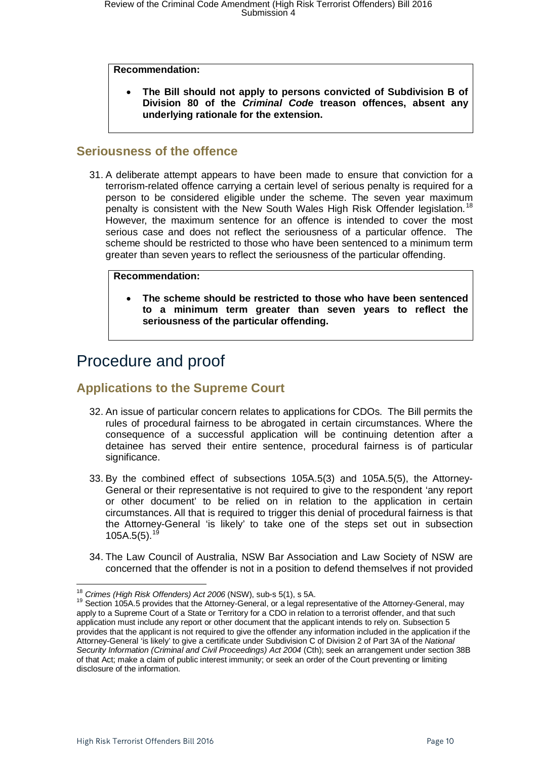**Recommendation:**

- **The Bill should not apply to persons convicted of Subdivision B of Division 80 of the *Criminal Code* treason offences, absent any underlying rationale for the extension.**

## Seriousness of the offence

31. A deliberate attempt appears to have been made to ensure that conviction for a terrorism-related offence carrying a certain level of serious penalty is required for a person to be considered eligible under the scheme. The seven year maximum penalty is consistent with the New South Wales High Risk Offender legislation.[18] However, the maximum sentence for an offence is intended to cover the most serious case and does not reflect the seriousness of a particular offence. The scheme should be restricted to those who have been sentenced to a minimum term greater than seven years to reflect the seriousness of the particular offending.

**Recommendation:**

- **The scheme should be restricted to those who have been sentenced to a minimum term greater than seven years to reflect the seriousness of the particular offending.**

# Procedure and proof

## Applications to the Supreme Court

32. An issue of particular concern relates to applications for CDOs. The Bill permits the rules of procedural fairness to be abrogated in certain circumstances. Where the consequence of a successful application will be continuing detention after a detainee has served their entire sentence, procedural fairness is of particular significance.

33. By the combined effect of subsections 105A.5(3) and 105A.5(5), the Attorney-General or their representative is not required to give to the respondent 'any report or other document' to be relied on in relation to the application in certain circumstances. All that is required to trigger this denial of procedural fairness is that the Attorney-General 'is likely' to take one of the steps set out in subsection 105A.5(5).[19]

34. The Law Council of Australia, NSW Bar Association and Law Society of NSW are concerned that the offender is not in a position to defend themselves if not provided

---

[18] *Crimes (High Risk Offenders) Act 2006* (NSW), sub-s 5(1), s 5A.

[19] Section 105A.5 provides that the Attorney-General, or a legal representative of the Attorney-General, may apply to a Supreme Court of a State or Territory for a CDO in relation to a terrorist offender, and that such application must include any report or other document that the applicant intends to rely on. Subsection 5 provides that the applicant is not required to give the offender any information included in the application if the Attorney-General 'is likely' to give a certificate under Subdivision C of Division 2 of Part 3A of the *National Security Information (Criminal and Civil Proceedings) Act 2004* (Cth); seek an arrangement under section 38B of that Act; make a claim of public interest immunity; or seek an order of the Court preventing or limiting disclosure of the information.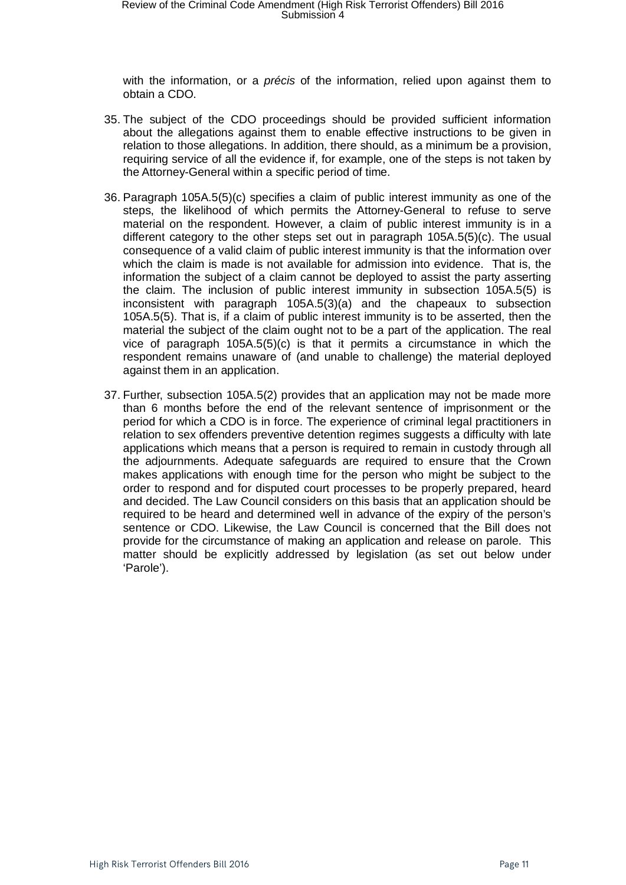with the information, or a *précis* of the information, relied upon against them to obtain a CDO.

35. The subject of the CDO proceedings should be provided sufficient information about the allegations against them to enable effective instructions to be given in relation to those allegations. In addition, there should, as a minimum be a provision, requiring service of all the evidence if, for example, one of the steps is not taken by the Attorney-General within a specific period of time.

36. Paragraph 105A.5(5)(c) specifies a claim of public interest immunity as one of the steps, the likelihood of which permits the Attorney-General to refuse to serve material on the respondent. However, a claim of public interest immunity is in a different category to the other steps set out in paragraph 105A.5(5)(c). The usual consequence of a valid claim of public interest immunity is that the information over which the claim is made is not available for admission into evidence. That is, the information the subject of a claim cannot be deployed to assist the party asserting the claim. The inclusion of public interest immunity in subsection 105A.5(5) is inconsistent with paragraph 105A.5(3)(a) and the chapeaux to subsection 105A.5(5). That is, if a claim of public interest immunity is to be asserted, then the material the subject of the claim ought not to be a part of the application. The real vice of paragraph 105A.5(5)(c) is that it permits a circumstance in which the respondent remains unaware of (and unable to challenge) the material deployed against them in an application.

37. Further, subsection 105A.5(2) provides that an application may not be made more than 6 months before the end of the relevant sentence of imprisonment or the period for which a CDO is in force. The experience of criminal legal practitioners in relation to sex offenders preventive detention regimes suggests a difficulty with late applications which means that a person is required to remain in custody through all the adjournments. Adequate safeguards are required to ensure that the Crown makes applications with enough time for the person who might be subject to the order to respond and for disputed court processes to be properly prepared, heard and decided. The Law Council considers on this basis that an application should be required to be heard and determined well in advance of the expiry of the person's sentence or CDO. Likewise, the Law Council is concerned that the Bill does not provide for the circumstance of making an application and release on parole. This matter should be explicitly addressed by legislation (as set out below under 'Parole').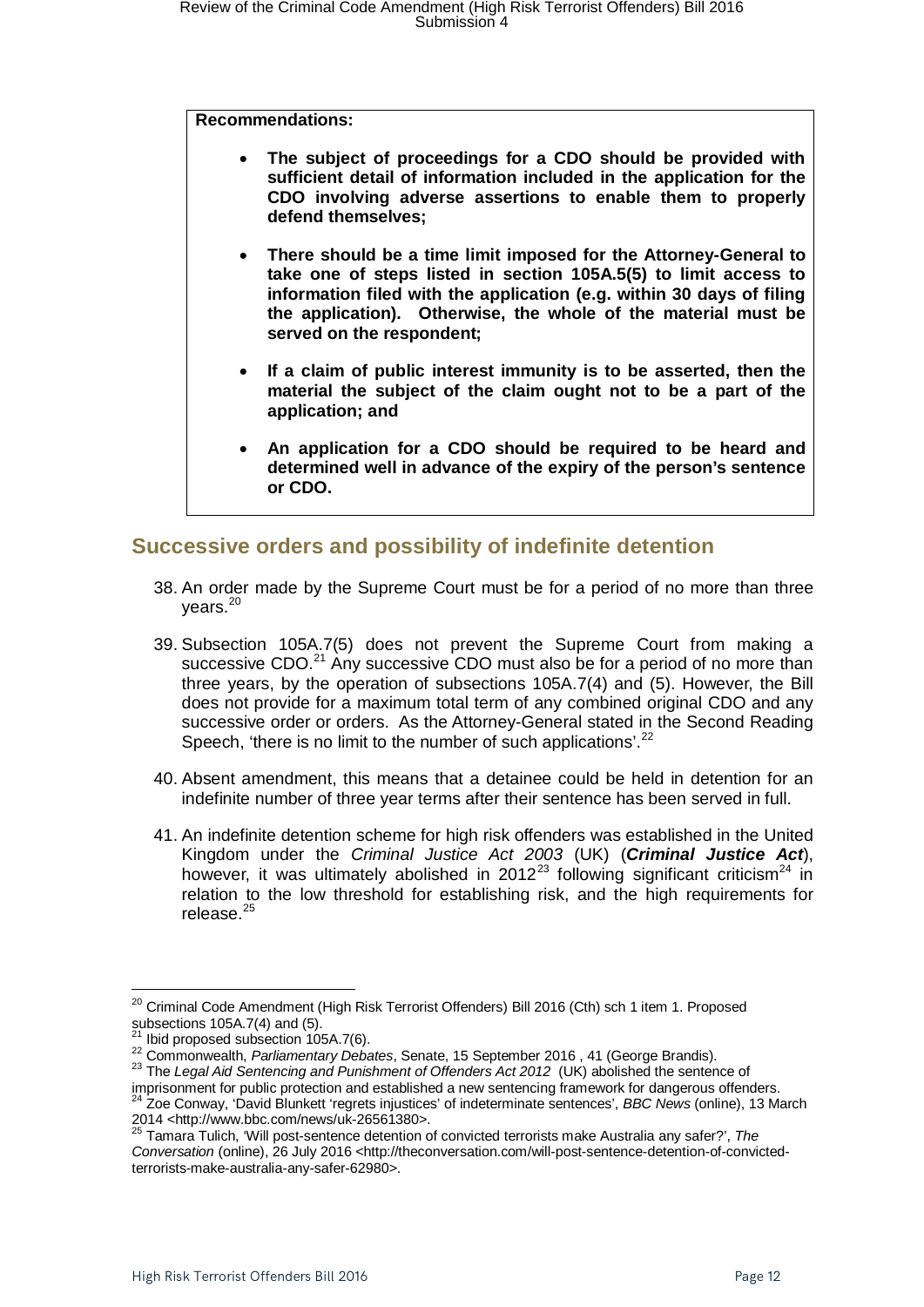**Recommendations:**

- **The subject of proceedings for a CDO should be provided with sufficient detail of information included in the application for the CDO involving adverse assertions to enable them to properly defend themselves;**
- **There should be a time limit imposed for the Attorney-General to take one of steps listed in section 105A.5(5) to limit access to information filed with the application (e.g. within 30 days of filing the application). Otherwise, the whole of the material must be served on the respondent;**
- **If a claim of public interest immunity is to be asserted, then the material the subject of the claim ought not to be a part of the application; and**
- **An application for a CDO should be required to be heard and determined well in advance of the expiry of the person's sentence or CDO.**

## Successive orders and possibility of indefinite detention

38. An order made by the Supreme Court must be for a period of no more than three years.[20]

39. Subsection 105A.7(5) does not prevent the Supreme Court from making a successive CDO.[21] Any successive CDO must also be for a period of no more than three years, by the operation of subsections 105A.7(4) and (5). However, the Bill does not provide for a maximum total term of any combined original CDO and any successive order or orders. As the Attorney-General stated in the Second Reading Speech, 'there is no limit to the number of such applications'.[22]

40. Absent amendment, this means that a detainee could be held in detention for an indefinite number of three year terms after their sentence has been served in full.

41. An indefinite detention scheme for high risk offenders was established in the United Kingdom under the *Criminal Justice Act 2003* (UK) (***Criminal Justice Act***), however, it was ultimately abolished in 2012[23] following significant criticism[24] in relation to the low threshold for establishing risk, and the high requirements for release.[25]

---

[20] Criminal Code Amendment (High Risk Terrorist Offenders) Bill 2016 (Cth) sch 1 item 1. Proposed subsections 105A.7(4) and (5).

[21] Ibid proposed subsection 105A.7(6).

[22] Commonwealth, *Parliamentary Debates*, Senate, 15 September 2016 , 41 (George Brandis).

[23] The *Legal Aid Sentencing and Punishment of Offenders Act 2012* (UK) abolished the sentence of imprisonment for public protection and established a new sentencing framework for dangerous offenders.

[24] Zoe Conway, 'David Blunkett 'regrets injustices' of indeterminate sentences', *BBC News* (online), 13 March 2014 <http://www.bbc.com/news/uk-26561380>.

[25] Tamara Tulich, 'Will post-sentence detention of convicted terrorists make Australia any safer?', *The Conversation* (online), 26 July 2016 <http://theconversation.com/will-post-sentence-detention-of-convicted-terrorists-make-australia-any-safer-62980>.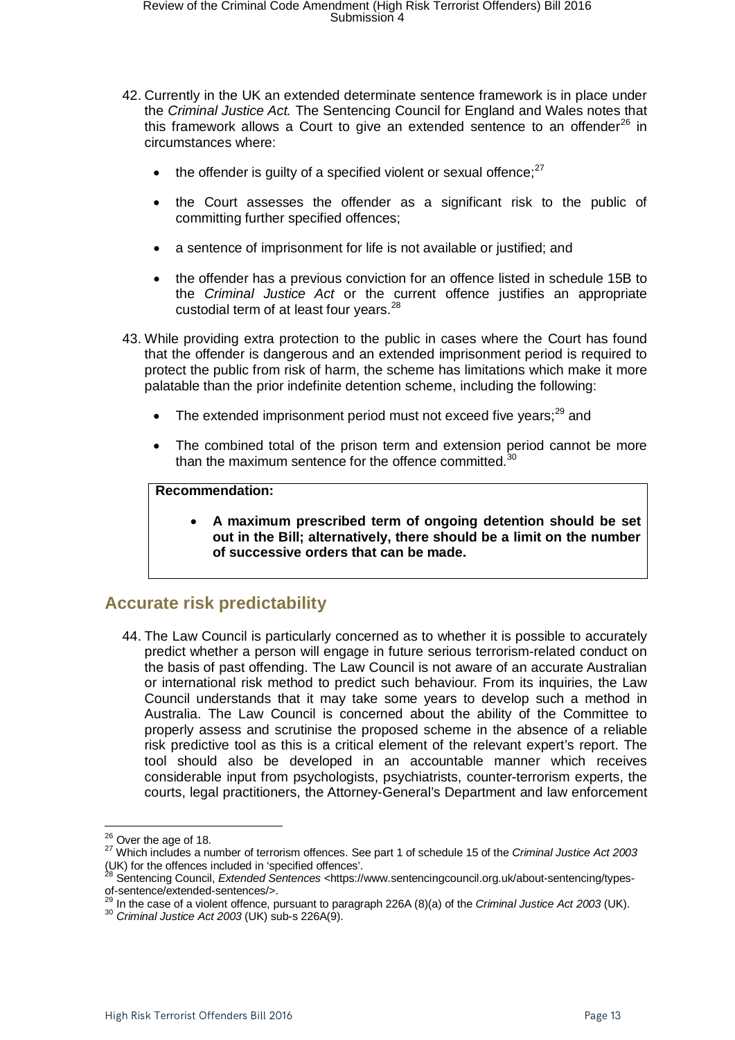42. Currently in the UK an extended determinate sentence framework is in place under the *Criminal Justice Act.* The Sentencing Council for England and Wales notes that this framework allows a Court to give an extended sentence to an offender[26] in circumstances where:

    - the offender is guilty of a specified violent or sexual offence;[27]
    - the Court assesses the offender as a significant risk to the public of committing further specified offences;
    - a sentence of imprisonment for life is not available or justified; and
    - the offender has a previous conviction for an offence listed in schedule 15B to the *Criminal Justice Act* or the current offence justifies an appropriate custodial term of at least four years.[28]

43. While providing extra protection to the public in cases where the Court has found that the offender is dangerous and an extended imprisonment period is required to protect the public from risk of harm, the scheme has limitations which make it more palatable than the prior indefinite detention scheme, including the following:

    - The extended imprisonment period must not exceed five years;[29] and
    - The combined total of the prison term and extension period cannot be more than the maximum sentence for the offence committed.[30]

> **Recommendation:**
>
> - **A maximum prescribed term of ongoing detention should be set out in the Bill; alternatively, there should be a limit on the number of successive orders that can be made.**

## Accurate risk predictability

44. The Law Council is particularly concerned as to whether it is possible to accurately predict whether a person will engage in future serious terrorism-related conduct on the basis of past offending. The Law Council is not aware of an accurate Australian or international risk method to predict such behaviour. From its inquiries, the Law Council understands that it may take some years to develop such a method in Australia. The Law Council is concerned about the ability of the Committee to properly assess and scrutinise the proposed scheme in the absence of a reliable risk predictive tool as this is a critical element of the relevant expert's report. The tool should also be developed in an accountable manner which receives considerable input from psychologists, psychiatrists, counter-terrorism experts, the courts, legal practitioners, the Attorney-General's Department and law enforcement

---

[26] Over the age of 18.

[27] Which includes a number of terrorism offences. See part 1 of schedule 15 of the *Criminal Justice Act 2003* (UK) for the offences included in 'specified offences'.

[28] Sentencing Council, *Extended Sentences* <https://www.sentencingcouncil.org.uk/about-sentencing/types-of-sentence/extended-sentences/>.

[29] In the case of a violent offence, pursuant to paragraph 226A (8)(a) of the *Criminal Justice Act 2003* (UK).

[30] *Criminal Justice Act 2003* (UK) sub-s 226A(9).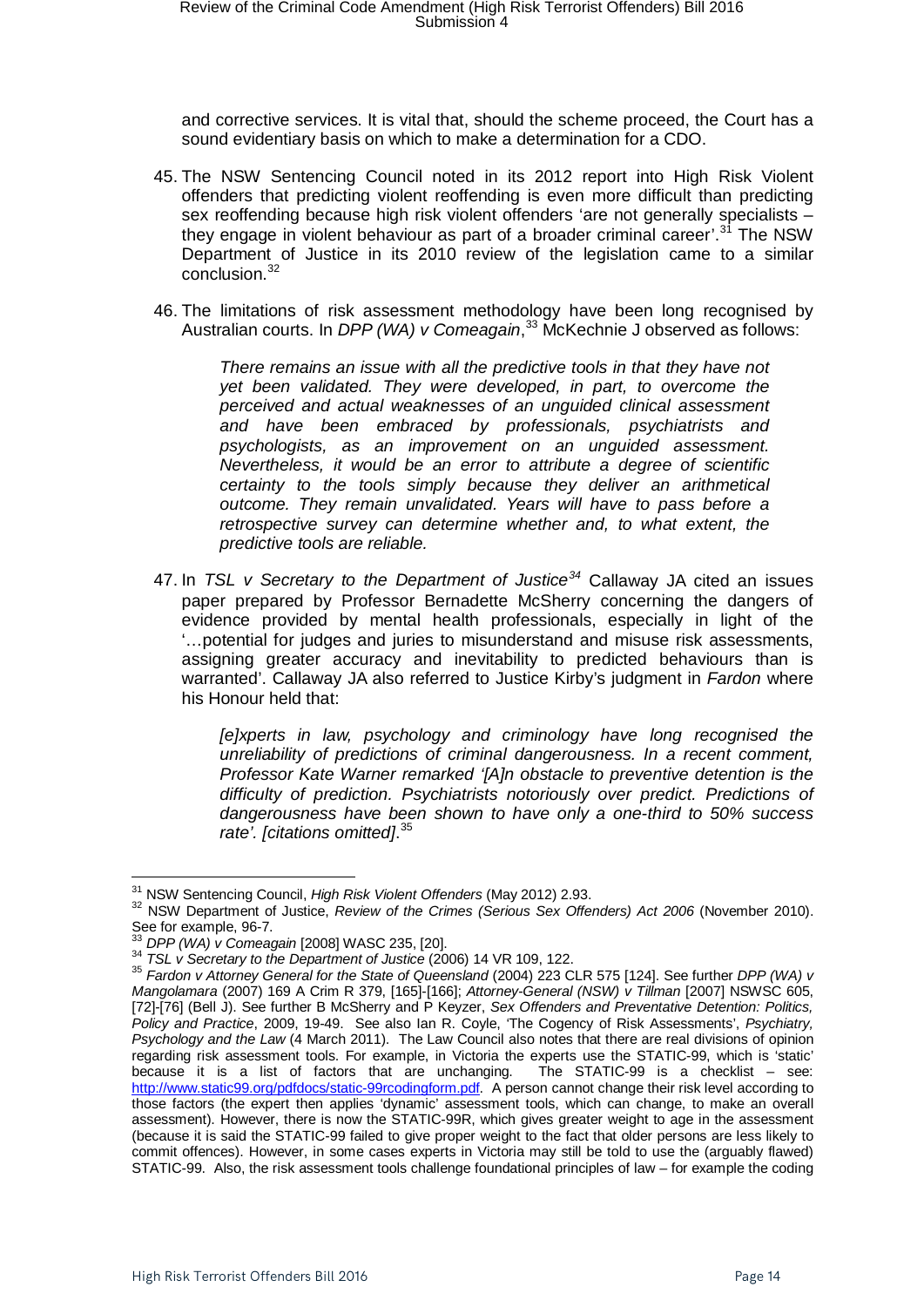and corrective services. It is vital that, should the scheme proceed, the Court has a sound evidentiary basis on which to make a determination for a CDO.

45. The NSW Sentencing Council noted in its 2012 report into High Risk Violent offenders that predicting violent reoffending is even more difficult than predicting sex reoffending because high risk violent offenders 'are not generally specialists – they engage in violent behaviour as part of a broader criminal career'.[31] The NSW Department of Justice in its 2010 review of the legislation came to a similar conclusion.[32]

46. The limitations of risk assessment methodology have been long recognised by Australian courts. In *DPP (WA) v Comeagain*,[33] McKechnie J observed as follows:

> *There remains an issue with all the predictive tools in that they have not yet been validated. They were developed, in part, to overcome the perceived and actual weaknesses of an unguided clinical assessment and have been embraced by professionals, psychiatrists and psychologists, as an improvement on an unguided assessment. Nevertheless, it would be an error to attribute a degree of scientific certainty to the tools simply because they deliver an arithmetical outcome. They remain unvalidated. Years will have to pass before a retrospective survey can determine whether and, to what extent, the predictive tools are reliable.*

47. In *TSL v Secretary to the Department of Justice*[34] Callaway JA cited an issues paper prepared by Professor Bernadette McSherry concerning the dangers of evidence provided by mental health professionals, especially in light of the '…potential for judges and juries to misunderstand and misuse risk assessments, assigning greater accuracy and inevitability to predicted behaviours than is warranted'. Callaway JA also referred to Justice Kirby's judgment in *Fardon* where his Honour held that:

> *[e]xperts in law, psychology and criminology have long recognised the unreliability of predictions of criminal dangerousness. In a recent comment, Professor Kate Warner remarked '[A]n obstacle to preventive detention is the difficulty of prediction. Psychiatrists notoriously over predict. Predictions of dangerousness have been shown to have only a one-third to 50% success rate'. [citations omitted]*.[35]

---

[31] NSW Sentencing Council, *High Risk Violent Offenders* (May 2012) 2.93.

[32] NSW Department of Justice, *Review of the Crimes (Serious Sex Offenders) Act 2006* (November 2010). See for example, 96-7.

[33] *DPP (WA) v Comeagain* [2008] WASC 235, [20].

[34] *TSL v Secretary to the Department of Justice* (2006) 14 VR 109, 122.

[35] *Fardon v Attorney General for the State of Queensland* (2004) 223 CLR 575 [124]. See further *DPP (WA) v Mangolamara* (2007) 169 A Crim R 379, [165]-[166]; *Attorney-General (NSW) v Tillman* [2007] NSWSC 605, [72]-[76] (Bell J). See further B McSherry and P Keyzer, *Sex Offenders and Preventative Detention: Politics, Policy and Practice*, 2009, 19-49. See also Ian R. Coyle, 'The Cogency of Risk Assessments', *Psychiatry, Psychology and the Law* (4 March 2011). The Law Council also notes that there are real divisions of opinion regarding risk assessment tools. For example, in Victoria the experts use the STATIC-99, which is 'static' because it is a list of factors that are unchanging. The STATIC-99 is a checklist – see: http://www.static99.org/pdfdocs/static-99rcodingform.pdf. A person cannot change their risk level according to those factors (the expert then applies 'dynamic' assessment tools, which can change, to make an overall assessment). However, there is now the STATIC-99R, which gives greater weight to age in the assessment (because it is said the STATIC-99 failed to give proper weight to the fact that older persons are less likely to commit offences). However, in some cases experts in Victoria may still be told to use the (arguably flawed) STATIC-99. Also, the risk assessment tools challenge foundational principles of law – for example the coding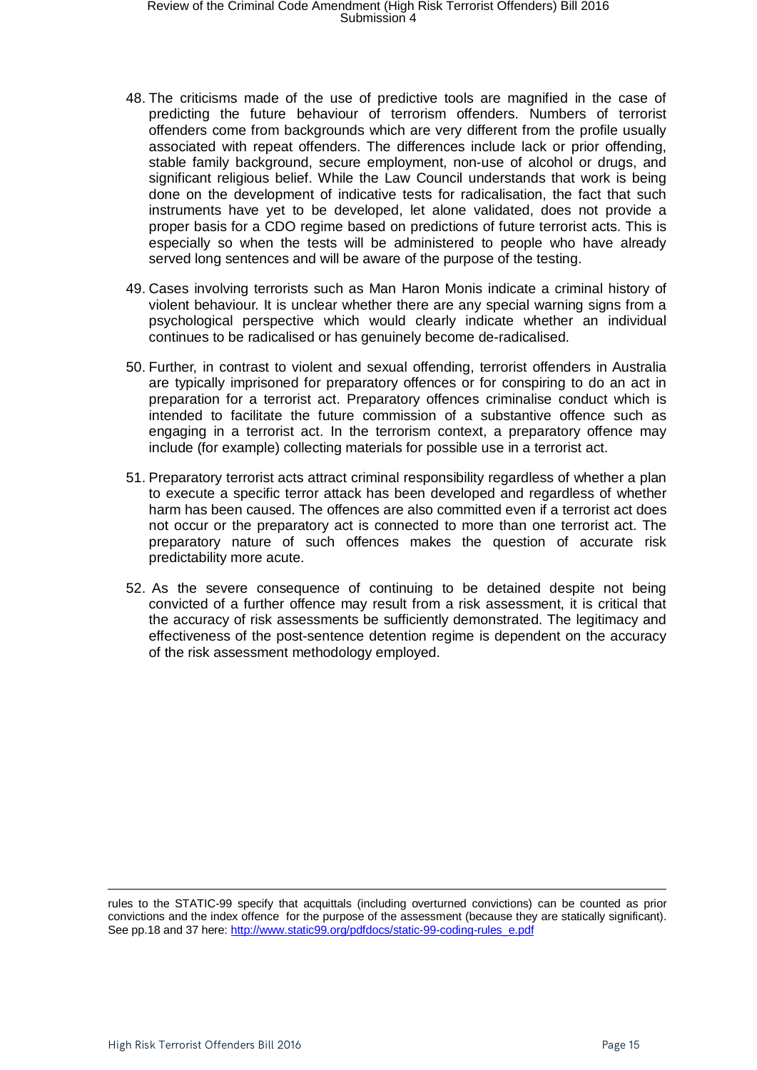48. The criticisms made of the use of predictive tools are magnified in the case of predicting the future behaviour of terrorism offenders. Numbers of terrorist offenders come from backgrounds which are very different from the profile usually associated with repeat offenders. The differences include lack or prior offending, stable family background, secure employment, non-use of alcohol or drugs, and significant religious belief. While the Law Council understands that work is being done on the development of indicative tests for radicalisation, the fact that such instruments have yet to be developed, let alone validated, does not provide a proper basis for a CDO regime based on predictions of future terrorist acts. This is especially so when the tests will be administered to people who have already served long sentences and will be aware of the purpose of the testing.

49. Cases involving terrorists such as Man Haron Monis indicate a criminal history of violent behaviour. It is unclear whether there are any special warning signs from a psychological perspective which would clearly indicate whether an individual continues to be radicalised or has genuinely become de-radicalised.

50. Further, in contrast to violent and sexual offending, terrorist offenders in Australia are typically imprisoned for preparatory offences or for conspiring to do an act in preparation for a terrorist act. Preparatory offences criminalise conduct which is intended to facilitate the future commission of a substantive offence such as engaging in a terrorist act. In the terrorism context, a preparatory offence may include (for example) collecting materials for possible use in a terrorist act.

51. Preparatory terrorist acts attract criminal responsibility regardless of whether a plan to execute a specific terror attack has been developed and regardless of whether harm has been caused. The offences are also committed even if a terrorist act does not occur or the preparatory act is connected to more than one terrorist act. The preparatory nature of such offences makes the question of accurate risk predictability more acute.

52. As the severe consequence of continuing to be detained despite not being convicted of a further offence may result from a risk assessment, it is critical that the accuracy of risk assessments be sufficiently demonstrated. The legitimacy and effectiveness of the post-sentence detention regime is dependent on the accuracy of the risk assessment methodology employed.

---

rules to the STATIC-99 specify that acquittals (including overturned convictions) can be counted as prior convictions and the index offence for the purpose of the assessment (because they are statically significant). See pp.18 and 37 here: http://www.static99.org/pdfdocs/static-99-coding-rules_e.pdf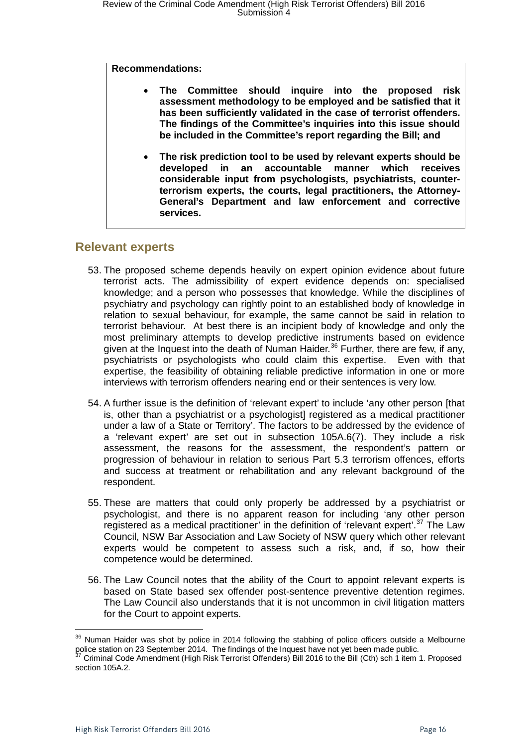**Recommendations:**

- **The Committee should inquire into the proposed risk assessment methodology to be employed and be satisfied that it has been sufficiently validated in the case of terrorist offenders. The findings of the Committee's inquiries into this issue should be included in the Committee's report regarding the Bill; and**
- **The risk prediction tool to be used by relevant experts should be developed in an accountable manner which receives considerable input from psychologists, psychiatrists, counter-terrorism experts, the courts, legal practitioners, the Attorney-General's Department and law enforcement and corrective services.**

## Relevant experts

53. The proposed scheme depends heavily on expert opinion evidence about future terrorist acts. The admissibility of expert evidence depends on: specialised knowledge; and a person who possesses that knowledge. While the disciplines of psychiatry and psychology can rightly point to an established body of knowledge in relation to sexual behaviour, for example, the same cannot be said in relation to terrorist behaviour. At best there is an incipient body of knowledge and only the most preliminary attempts to develop predictive instruments based on evidence given at the Inquest into the death of Numan Haider.[36] Further, there are few, if any, psychiatrists or psychologists who could claim this expertise. Even with that expertise, the feasibility of obtaining reliable predictive information in one or more interviews with terrorism offenders nearing end or their sentences is very low.

54. A further issue is the definition of 'relevant expert' to include 'any other person [that is, other than a psychiatrist or a psychologist] registered as a medical practitioner under a law of a State or Territory'. The factors to be addressed by the evidence of a 'relevant expert' are set out in subsection 105A.6(7). They include a risk assessment, the reasons for the assessment, the respondent's pattern or progression of behaviour in relation to serious Part 5.3 terrorism offences, efforts and success at treatment or rehabilitation and any relevant background of the respondent.

55. These are matters that could only properly be addressed by a psychiatrist or psychologist, and there is no apparent reason for including 'any other person registered as a medical practitioner' in the definition of 'relevant expert'.[37] The Law Council, NSW Bar Association and Law Society of NSW query which other relevant experts would be competent to assess such a risk, and, if so, how their competence would be determined.

56. The Law Council notes that the ability of the Court to appoint relevant experts is based on State based sex offender post-sentence preventive detention regimes. The Law Council also understands that it is not uncommon in civil litigation matters for the Court to appoint experts.

---

[36] Numan Haider was shot by police in 2014 following the stabbing of police officers outside a Melbourne police station on 23 September 2014. The findings of the Inquest have not yet been made public.

[37] Criminal Code Amendment (High Risk Terrorist Offenders) Bill 2016 to the Bill (Cth) sch 1 item 1. Proposed section 105A.2.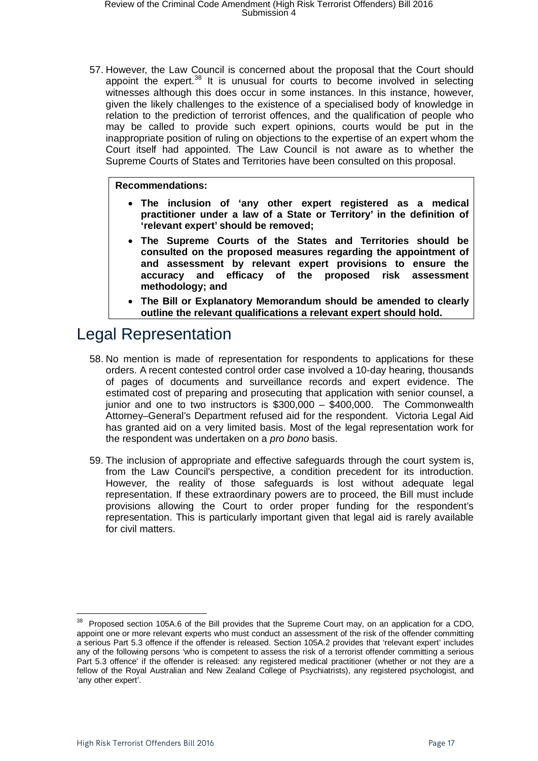57. However, the Law Council is concerned about the proposal that the Court should appoint the expert.[38] It is unusual for courts to become involved in selecting witnesses although this does occur in some instances. In this instance, however, given the likely challenges to the existence of a specialised body of knowledge in relation to the prediction of terrorist offences, and the qualification of people who may be called to provide such expert opinions, courts would be put in the inappropriate position of ruling on objections to the expertise of an expert whom the Court itself had appointed. The Law Council is not aware as to whether the Supreme Courts of States and Territories have been consulted on this proposal.

> **Recommendations:**
>
> - **The inclusion of 'any other expert registered as a medical practitioner under a law of a State or Territory' in the definition of 'relevant expert' should be removed;**
> - **The Supreme Courts of the States and Territories should be consulted on the proposed measures regarding the appointment of and assessment by relevant expert provisions to ensure the accuracy and efficacy of the proposed risk assessment methodology; and**
> - **The Bill or Explanatory Memorandum should be amended to clearly outline the relevant qualifications a relevant expert should hold.**

# Legal Representation

58. No mention is made of representation for respondents to applications for these orders. A recent contested control order case involved a 10-day hearing, thousands of pages of documents and surveillance records and expert evidence. The estimated cost of preparing and prosecuting that application with senior counsel, a junior and one to two instructors is $300,000 – $400,000. The Commonwealth Attorney–General's Department refused aid for the respondent. Victoria Legal Aid has granted aid on a very limited basis. Most of the legal representation work for the respondent was undertaken on a *pro bono* basis.

59. The inclusion of appropriate and effective safeguards through the court system is, from the Law Council's perspective, a condition precedent for its introduction. However, the reality of those safeguards is lost without adequate legal representation. If these extraordinary powers are to proceed, the Bill must include provisions allowing the Court to order proper funding for the respondent's representation. This is particularly important given that legal aid is rarely available for civil matters.

---

[38] Proposed section 105A.6 of the Bill provides that the Supreme Court may, on an application for a CDO, appoint one or more relevant experts who must conduct an assessment of the risk of the offender committing a serious Part 5.3 offence if the offender is released. Section 105A.2 provides that 'relevant expert' includes any of the following persons 'who is competent to assess the risk of a terrorist offender committing a serious Part 5.3 offence' if the offender is released: any registered medical practitioner (whether or not they are a fellow of the Royal Australian and New Zealand College of Psychiatrists), any registered psychologist, and 'any other expert'.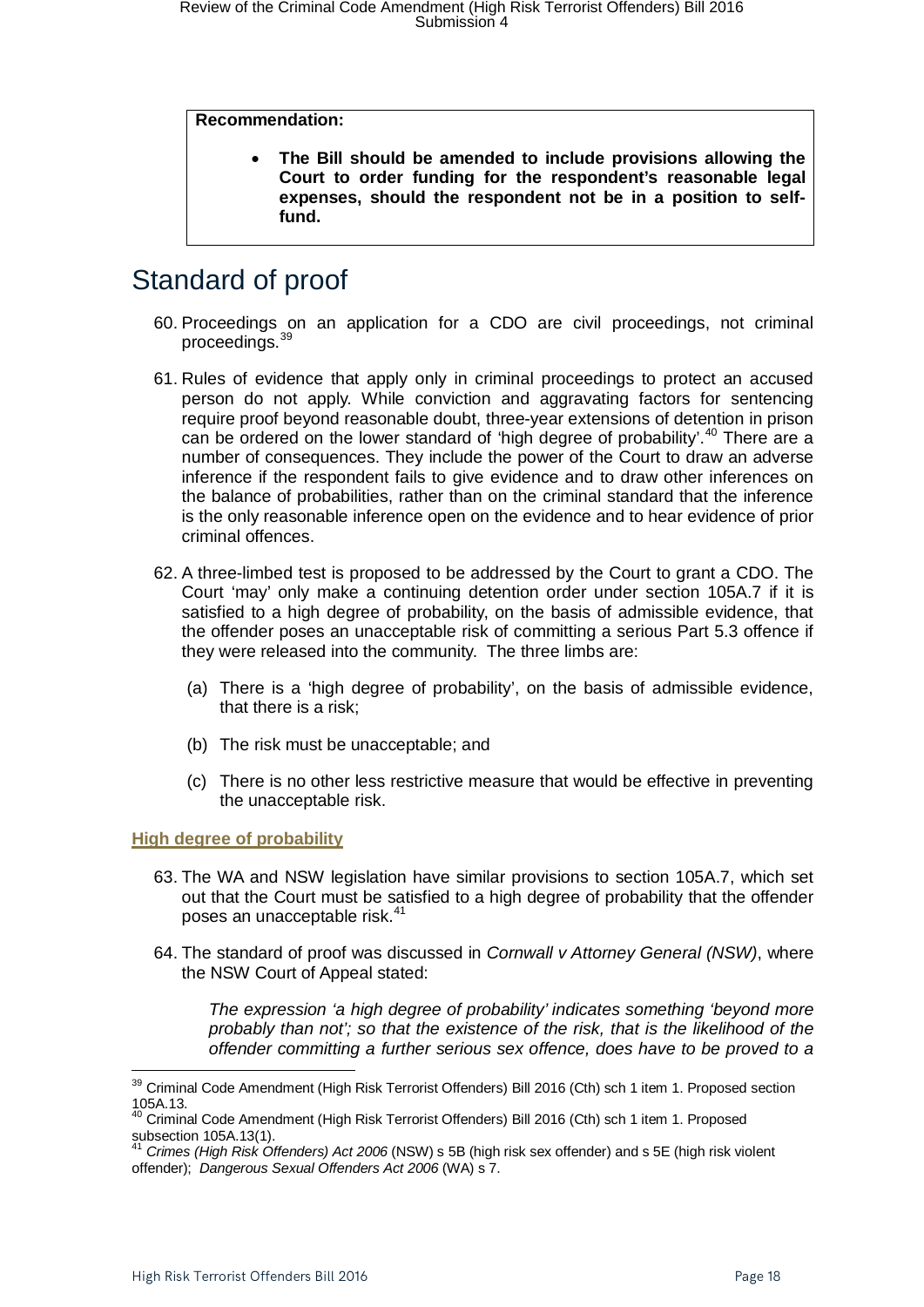**Recommendation:**

- **The Bill should be amended to include provisions allowing the Court to order funding for the respondent's reasonable legal expenses, should the respondent not be in a position to self-fund.**

# Standard of proof

60. Proceedings on an application for a CDO are civil proceedings, not criminal proceedings.[39]

61. Rules of evidence that apply only in criminal proceedings to protect an accused person do not apply. While conviction and aggravating factors for sentencing require proof beyond reasonable doubt, three-year extensions of detention in prison can be ordered on the lower standard of 'high degree of probability'.[40] There are a number of consequences. They include the power of the Court to draw an adverse inference if the respondent fails to give evidence and to draw other inferences on the balance of probabilities, rather than on the criminal standard that the inference is the only reasonable inference open on the evidence and to hear evidence of prior criminal offences.

62. A three-limbed test is proposed to be addressed by the Court to grant a CDO. The Court 'may' only make a continuing detention order under section 105A.7 if it is satisfied to a high degree of probability, on the basis of admissible evidence, that the offender poses an unacceptable risk of committing a serious Part 5.3 offence if they were released into the community. The three limbs are:

    (a) There is a 'high degree of probability', on the basis of admissible evidence, that there is a risk;

    (b) The risk must be unacceptable; and

    (c) There is no other less restrictive measure that would be effective in preventing the unacceptable risk.

### High degree of probability

63. The WA and NSW legislation have similar provisions to section 105A.7, which set out that the Court must be satisfied to a high degree of probability that the offender poses an unacceptable risk.[41]

64. The standard of proof was discussed in *Cornwall v Attorney General (NSW)*, where the NSW Court of Appeal stated:

    *The expression 'a high degree of probability' indicates something 'beyond more probably than not'; so that the existence of the risk, that is the likelihood of the offender committing a further serious sex offence, does have to be proved to a*

---

[39] Criminal Code Amendment (High Risk Terrorist Offenders) Bill 2016 (Cth) sch 1 item 1. Proposed section 105A.13.

[40] Criminal Code Amendment (High Risk Terrorist Offenders) Bill 2016 (Cth) sch 1 item 1. Proposed subsection 105A.13(1).

[41] *Crimes (High Risk Offenders) Act 2006* (NSW) s 5B (high risk sex offender) and s 5E (high risk violent offender); *Dangerous Sexual Offenders Act 2006* (WA) s 7.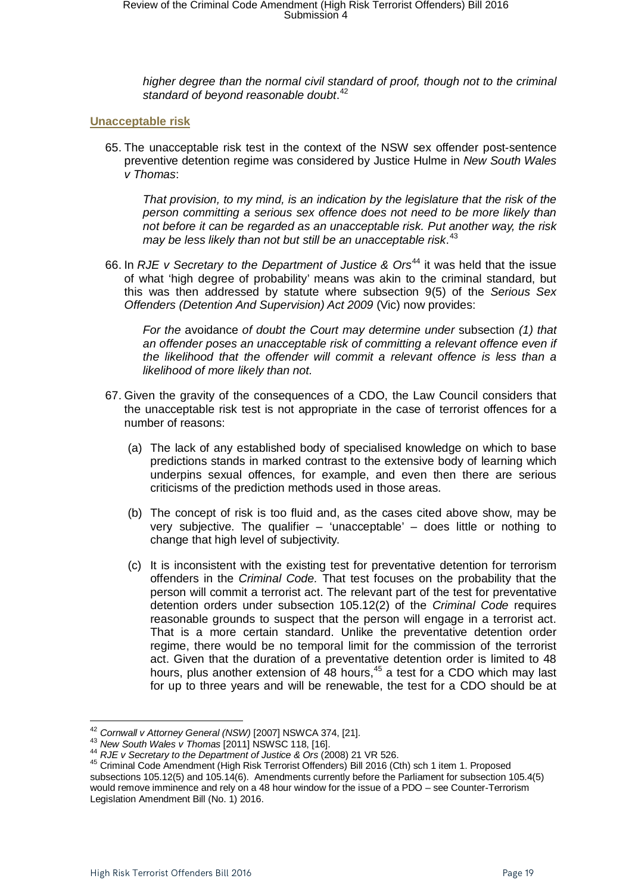*higher degree than the normal civil standard of proof, though not to the criminal standard of beyond reasonable doubt*.[42]

### Unacceptable risk

65. The unacceptable risk test in the context of the NSW sex offender post-sentence preventive detention regime was considered by Justice Hulme in *New South Wales v Thomas*:

    *That provision, to my mind, is an indication by the legislature that the risk of the person committing a serious sex offence does not need to be more likely than not before it can be regarded as an unacceptable risk. Put another way, the risk may be less likely than not but still be an unacceptable risk*.[43]

66. In *RJE v Secretary to the Department of Justice & Ors*[44] it was held that the issue of what 'high degree of probability' means was akin to the criminal standard, but this was then addressed by statute where subsection 9(5) of the *Serious Sex Offenders (Detention And Supervision) Act 2009* (Vic) now provides:

    *For the* avoidance *of doubt the Court may determine under* subsection *(1) that an offender poses an unacceptable risk of committing a relevant offence even if the likelihood that the offender will commit a relevant offence is less than a likelihood of more likely than not.*

67. Given the gravity of the consequences of a CDO, the Law Council considers that the unacceptable risk test is not appropriate in the case of terrorist offences for a number of reasons:

    (a) The lack of any established body of specialised knowledge on which to base predictions stands in marked contrast to the extensive body of learning which underpins sexual offences, for example, and even then there are serious criticisms of the prediction methods used in those areas.

    (b) The concept of risk is too fluid and, as the cases cited above show, may be very subjective. The qualifier – 'unacceptable' – does little or nothing to change that high level of subjectivity.

    (c) It is inconsistent with the existing test for preventative detention for terrorism offenders in the *Criminal Code.* That test focuses on the probability that the person will commit a terrorist act. The relevant part of the test for preventative detention orders under subsection 105.12(2) of the *Criminal Code* requires reasonable grounds to suspect that the person will engage in a terrorist act. That is a more certain standard. Unlike the preventative detention order regime, there would be no temporal limit for the commission of the terrorist act. Given that the duration of a preventative detention order is limited to 48 hours, plus another extension of 48 hours,[45] a test for a CDO which may last for up to three years and will be renewable, the test for a CDO should be at

---

[42] *Cornwall v Attorney General (NSW)* [2007] NSWCA 374, [21].

[43] *New South Wales v Thomas* [2011] NSWSC 118, [16].

[44] *RJE v Secretary to the Department of Justice & Ors* (2008) 21 VR 526.

[45] Criminal Code Amendment (High Risk Terrorist Offenders) Bill 2016 (Cth) sch 1 item 1. Proposed subsections 105.12(5) and 105.14(6). Amendments currently before the Parliament for subsection 105.4(5) would remove imminence and rely on a 48 hour window for the issue of a PDO – see Counter-Terrorism Legislation Amendment Bill (No. 1) 2016.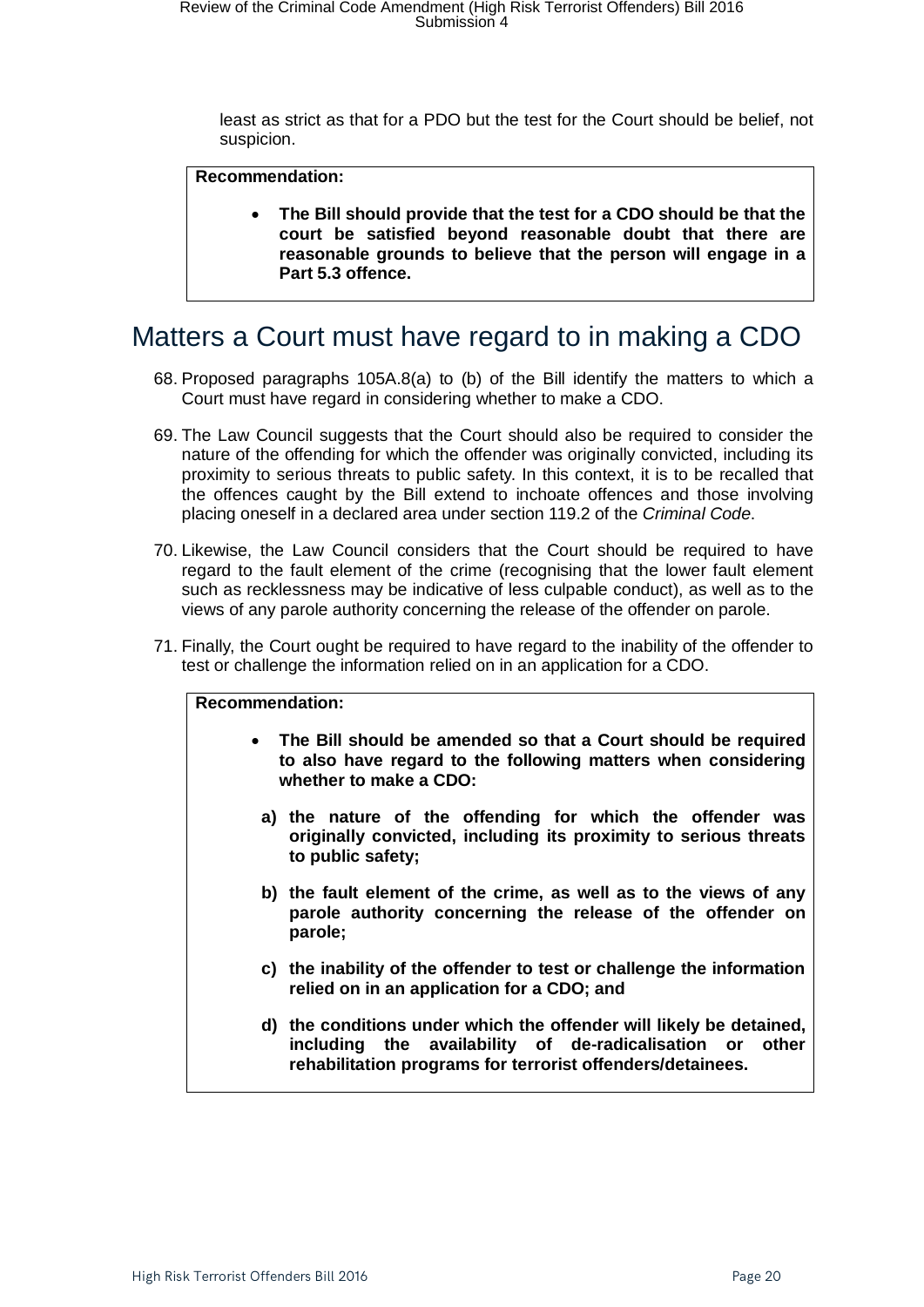least as strict as that for a PDO but the test for the Court should be belief, not suspicion.

> **Recommendation:**
>
> - **The Bill should provide that the test for a CDO should be that the court be satisfied beyond reasonable doubt that there are reasonable grounds to believe that the person will engage in a Part 5.3 offence.**

# Matters a Court must have regard to in making a CDO

68. Proposed paragraphs 105A.8(a) to (b) of the Bill identify the matters to which a Court must have regard in considering whether to make a CDO.

69. The Law Council suggests that the Court should also be required to consider the nature of the offending for which the offender was originally convicted, including its proximity to serious threats to public safety. In this context, it is to be recalled that the offences caught by the Bill extend to inchoate offences and those involving placing oneself in a declared area under section 119.2 of the *Criminal Code*.

70. Likewise, the Law Council considers that the Court should be required to have regard to the fault element of the crime (recognising that the lower fault element such as recklessness may be indicative of less culpable conduct), as well as to the views of any parole authority concerning the release of the offender on parole.

71. Finally, the Court ought be required to have regard to the inability of the offender to test or challenge the information relied on in an application for a CDO.

> **Recommendation:**
>
> - **The Bill should be amended so that a Court should be required to also have regard to the following matters when considering whether to make a CDO:**
>
>   **a) the nature of the offending for which the offender was originally convicted, including its proximity to serious threats to public safety;**
>
>   **b) the fault element of the crime, as well as to the views of any parole authority concerning the release of the offender on parole;**
>
>   **c) the inability of the offender to test or challenge the information relied on in an application for a CDO; and**
>
>   **d) the conditions under which the offender will likely be detained, including the availability of de-radicalisation or other rehabilitation programs for terrorist offenders/detainees.**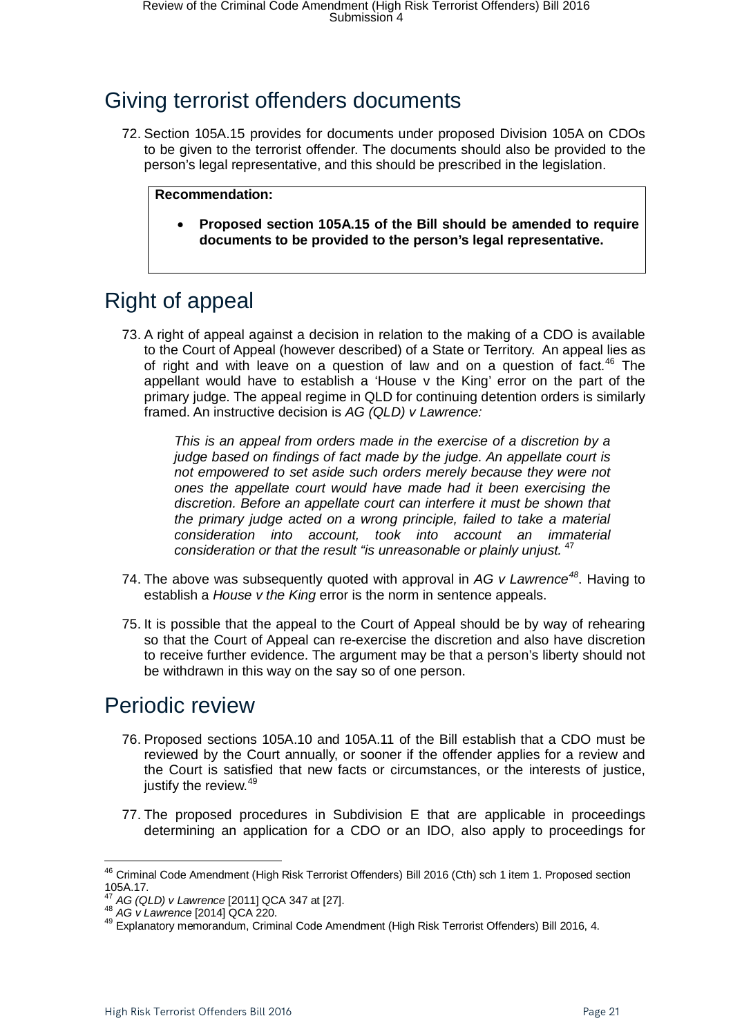## Giving terrorist offenders documents

72. Section 105A.15 provides for documents under proposed Division 105A on CDOs to be given to the terrorist offender. The documents should also be provided to the person's legal representative, and this should be prescribed in the legislation.

> **Recommendation:**
>
> - **Proposed section 105A.15 of the Bill should be amended to require documents to be provided to the person's legal representative.**

## Right of appeal

73. A right of appeal against a decision in relation to the making of a CDO is available to the Court of Appeal (however described) of a State or Territory. An appeal lies as of right and with leave on a question of law and on a question of fact.[46] The appellant would have to establish a 'House v the King' error on the part of the primary judge. The appeal regime in QLD for continuing detention orders is similarly framed. An instructive decision is *AG (QLD) v Lawrence:*

   > *This is an appeal from orders made in the exercise of a discretion by a judge based on findings of fact made by the judge. An appellate court is not empowered to set aside such orders merely because they were not ones the appellate court would have made had it been exercising the discretion. Before an appellate court can interfere it must be shown that the primary judge acted on a wrong principle, failed to take a material consideration into account, took into account an immaterial consideration or that the result "is unreasonable or plainly unjust.* [47]

74. The above was subsequently quoted with approval in *AG v Lawrence*[48]. Having to establish a *House v the King* error is the norm in sentence appeals.

75. It is possible that the appeal to the Court of Appeal should be by way of rehearing so that the Court of Appeal can re-exercise the discretion and also have discretion to receive further evidence. The argument may be that a person's liberty should not be withdrawn in this way on the say so of one person.

## Periodic review

76. Proposed sections 105A.10 and 105A.11 of the Bill establish that a CDO must be reviewed by the Court annually, or sooner if the offender applies for a review and the Court is satisfied that new facts or circumstances, or the interests of justice, justify the review.[49]

77. The proposed procedures in Subdivision E that are applicable in proceedings determining an application for a CDO or an IDO, also apply to proceedings for

---

[46] Criminal Code Amendment (High Risk Terrorist Offenders) Bill 2016 (Cth) sch 1 item 1. Proposed section 105A.17.

[47] *AG (QLD) v Lawrence* [2011] QCA 347 at [27].

[48] *AG v Lawrence* [2014] QCA 220.

[49] Explanatory memorandum, Criminal Code Amendment (High Risk Terrorist Offenders) Bill 2016, 4.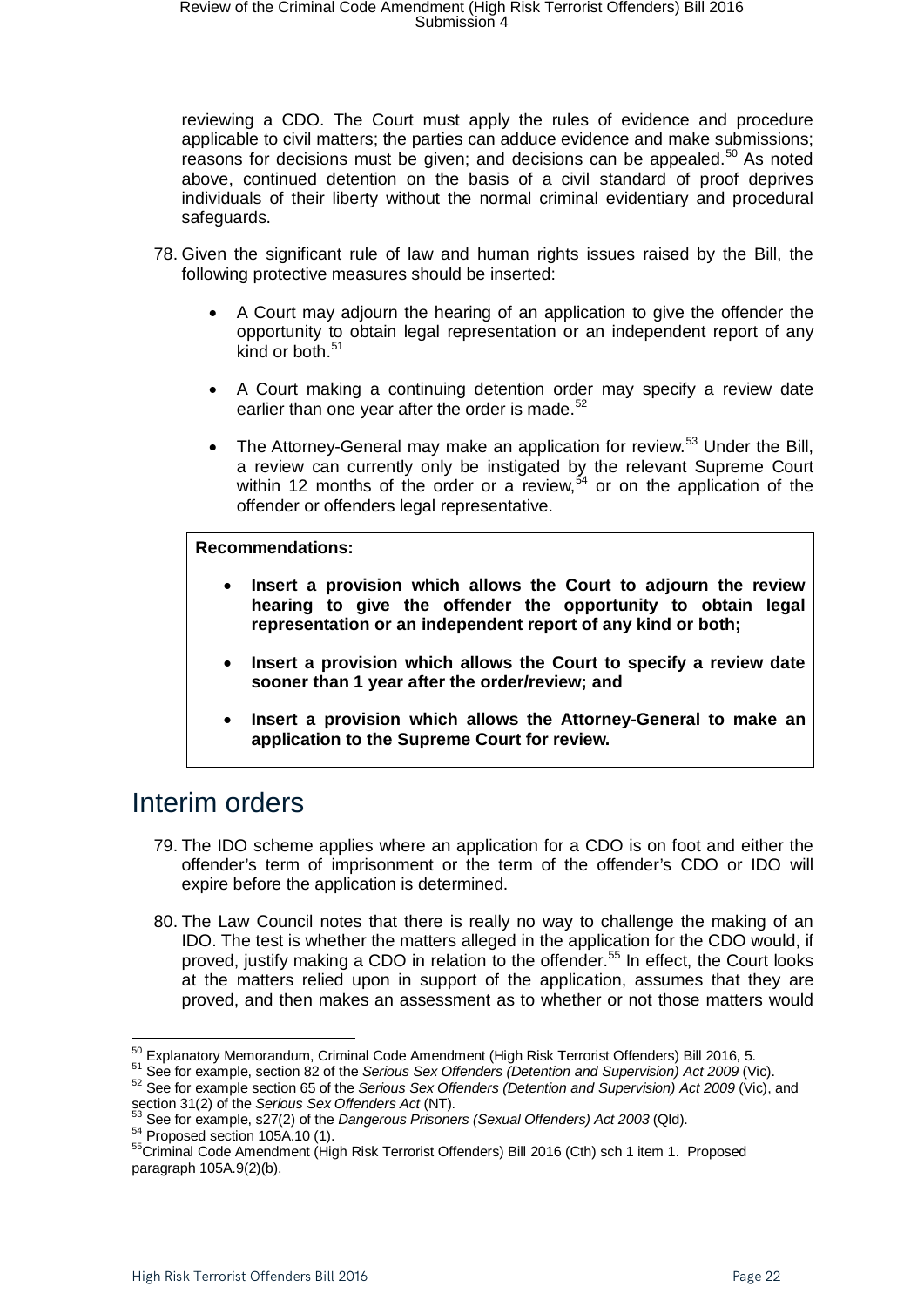reviewing a CDO. The Court must apply the rules of evidence and procedure applicable to civil matters; the parties can adduce evidence and make submissions; reasons for decisions must be given; and decisions can be appealed.[50] As noted above, continued detention on the basis of a civil standard of proof deprives individuals of their liberty without the normal criminal evidentiary and procedural safeguards.

78. Given the significant rule of law and human rights issues raised by the Bill, the following protective measures should be inserted:

    - A Court may adjourn the hearing of an application to give the offender the opportunity to obtain legal representation or an independent report of any kind or both.[51]
    - A Court making a continuing detention order may specify a review date earlier than one year after the order is made.[52]
    - The Attorney-General may make an application for review.[53] Under the Bill, a review can currently only be instigated by the relevant Supreme Court within 12 months of the order or a review,[54] or on the application of the offender or offenders legal representative.

> **Recommendations:**
>
> - **Insert a provision which allows the Court to adjourn the review hearing to give the offender the opportunity to obtain legal representation or an independent report of any kind or both;**
> - **Insert a provision which allows the Court to specify a review date sooner than 1 year after the order/review; and**
> - **Insert a provision which allows the Attorney-General to make an application to the Supreme Court for review.**

# Interim orders

79. The IDO scheme applies where an application for a CDO is on foot and either the offender's term of imprisonment or the term of the offender's CDO or IDO will expire before the application is determined.

80. The Law Council notes that there is really no way to challenge the making of an IDO. The test is whether the matters alleged in the application for the CDO would, if proved, justify making a CDO in relation to the offender.[55] In effect, the Court looks at the matters relied upon in support of the application, assumes that they are proved, and then makes an assessment as to whether or not those matters would

---

[50] Explanatory Memorandum, Criminal Code Amendment (High Risk Terrorist Offenders) Bill 2016, 5.

[51] See for example, section 82 of the *Serious Sex Offenders (Detention and Supervision) Act 2009* (Vic).

[52] See for example section 65 of the *Serious Sex Offenders (Detention and Supervision) Act 2009* (Vic), and section 31(2) of the *Serious Sex Offenders Act* (NT).

[53] See for example, s27(2) of the *Dangerous Prisoners (Sexual Offenders) Act 2003* (Qld).

[54] Proposed section 105A.10 (1).

[55] Criminal Code Amendment (High Risk Terrorist Offenders) Bill 2016 (Cth) sch 1 item 1. Proposed paragraph 105A.9(2)(b).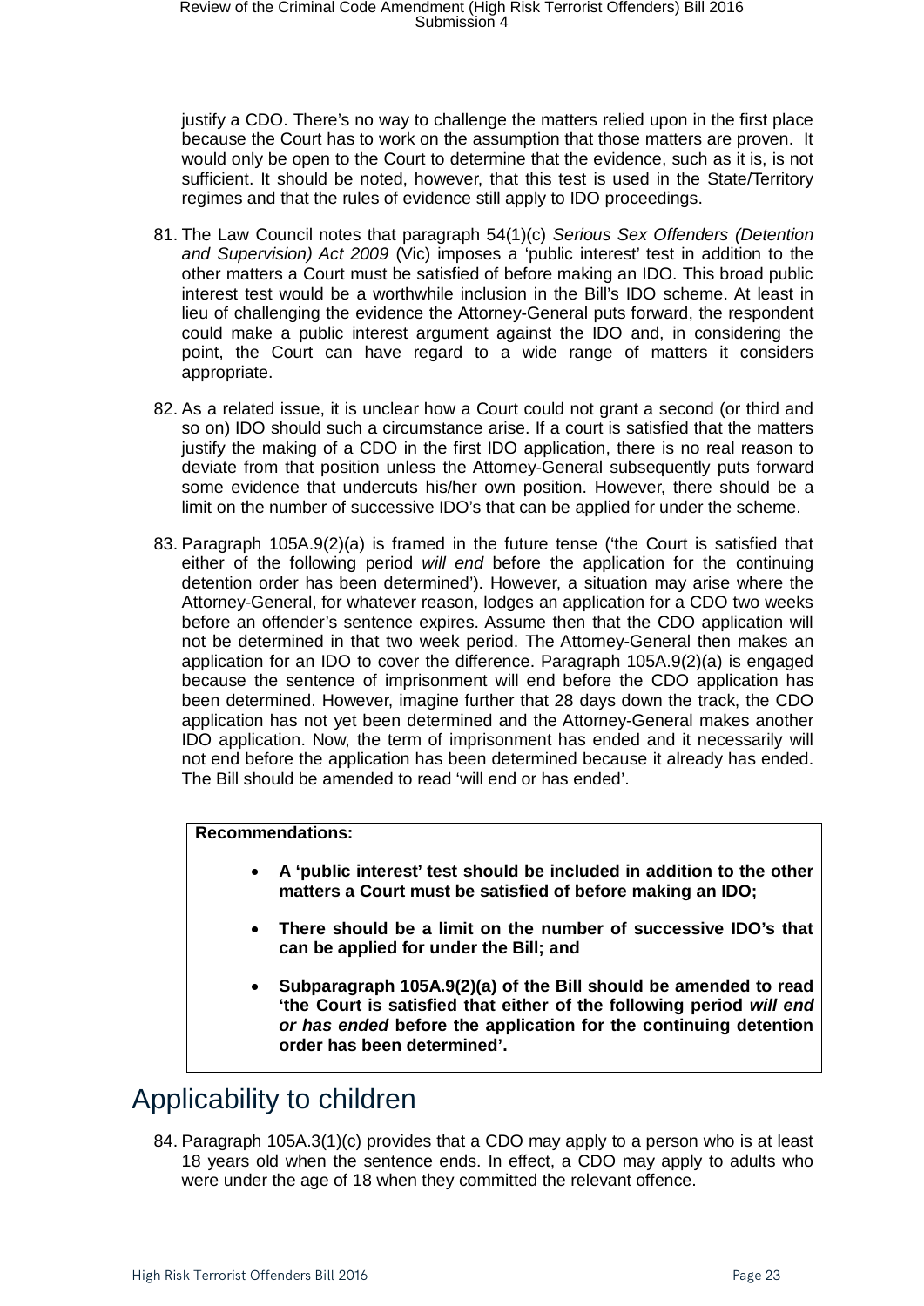justify a CDO. There's no way to challenge the matters relied upon in the first place because the Court has to work on the assumption that those matters are proven. It would only be open to the Court to determine that the evidence, such as it is, is not sufficient. It should be noted, however, that this test is used in the State/Territory regimes and that the rules of evidence still apply to IDO proceedings.

81. The Law Council notes that paragraph 54(1)(c) *Serious Sex Offenders (Detention and Supervision) Act 2009* (Vic) imposes a 'public interest' test in addition to the other matters a Court must be satisfied of before making an IDO. This broad public interest test would be a worthwhile inclusion in the Bill's IDO scheme. At least in lieu of challenging the evidence the Attorney-General puts forward, the respondent could make a public interest argument against the IDO and, in considering the point, the Court can have regard to a wide range of matters it considers appropriate.

82. As a related issue, it is unclear how a Court could not grant a second (or third and so on) IDO should such a circumstance arise. If a court is satisfied that the matters justify the making of a CDO in the first IDO application, there is no real reason to deviate from that position unless the Attorney-General subsequently puts forward some evidence that undercuts his/her own position. However, there should be a limit on the number of successive IDO's that can be applied for under the scheme.

83. Paragraph 105A.9(2)(a) is framed in the future tense ('the Court is satisfied that either of the following period *will end* before the application for the continuing detention order has been determined'). However, a situation may arise where the Attorney-General, for whatever reason, lodges an application for a CDO two weeks before an offender's sentence expires. Assume then that the CDO application will not be determined in that two week period. The Attorney-General then makes an application for an IDO to cover the difference. Paragraph 105A.9(2)(a) is engaged because the sentence of imprisonment will end before the CDO application has been determined. However, imagine further that 28 days down the track, the CDO application has not yet been determined and the Attorney-General makes another IDO application. Now, the term of imprisonment has ended and it necessarily will not end before the application has been determined because it already has ended. The Bill should be amended to read 'will end or has ended'.

**Recommendations:**

- **A 'public interest' test should be included in addition to the other matters a Court must be satisfied of before making an IDO;**
- **There should be a limit on the number of successive IDO's that can be applied for under the Bill; and**
- **Subparagraph 105A.9(2)(a) of the Bill should be amended to read 'the Court is satisfied that either of the following period *will end or has ended* before the application for the continuing detention order has been determined'.**

# Applicability to children

84. Paragraph 105A.3(1)(c) provides that a CDO may apply to a person who is at least 18 years old when the sentence ends. In effect, a CDO may apply to adults who were under the age of 18 when they committed the relevant offence.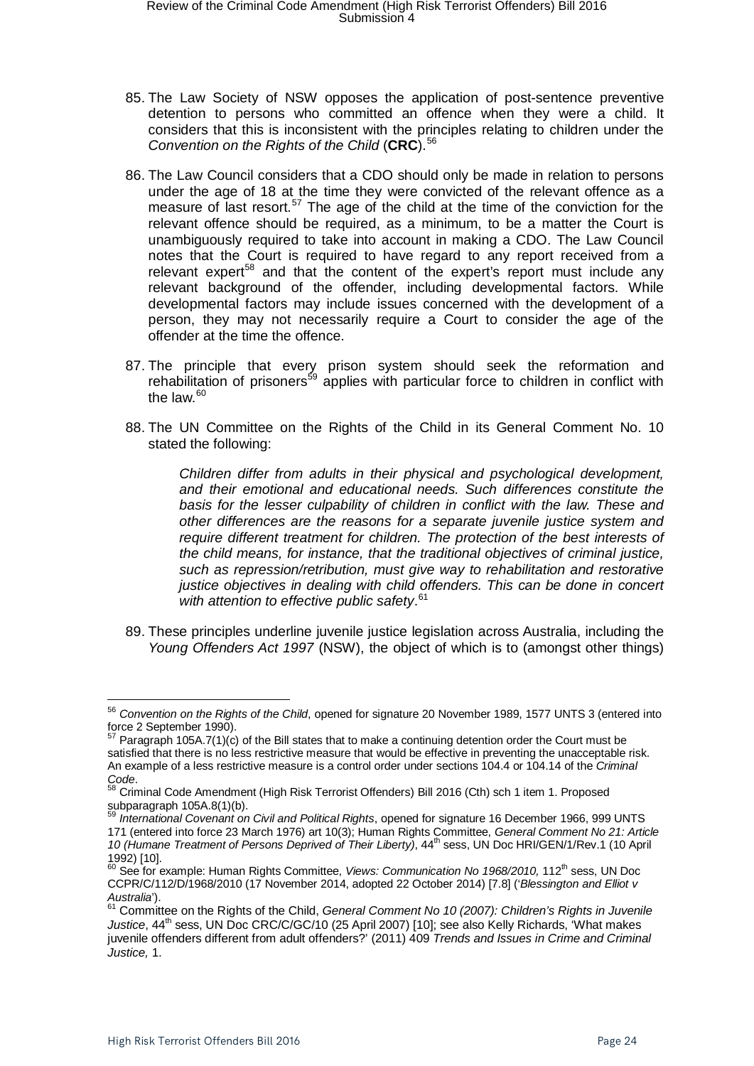85. The Law Society of NSW opposes the application of post-sentence preventive detention to persons who committed an offence when they were a child. It considers that this is inconsistent with the principles relating to children under the *Convention on the Rights of the Child* (**CRC**).[56]

86. The Law Council considers that a CDO should only be made in relation to persons under the age of 18 at the time they were convicted of the relevant offence as a measure of last resort.[57] The age of the child at the time of the conviction for the relevant offence should be required, as a minimum, to be a matter the Court is unambiguously required to take into account in making a CDO. The Law Council notes that the Court is required to have regard to any report received from a relevant expert[58] and that the content of the expert's report must include any relevant background of the offender, including developmental factors. While developmental factors may include issues concerned with the development of a person, they may not necessarily require a Court to consider the age of the offender at the time the offence.

87. The principle that every prison system should seek the reformation and rehabilitation of prisoners[59] applies with particular force to children in conflict with the law.[60]

88. The UN Committee on the Rights of the Child in its General Comment No. 10 stated the following:

> *Children differ from adults in their physical and psychological development, and their emotional and educational needs. Such differences constitute the basis for the lesser culpability of children in conflict with the law. These and other differences are the reasons for a separate juvenile justice system and require different treatment for children. The protection of the best interests of the child means, for instance, that the traditional objectives of criminal justice, such as repression/retribution, must give way to rehabilitation and restorative justice objectives in dealing with child offenders. This can be done in concert with attention to effective public safety*.[61]

89. These principles underline juvenile justice legislation across Australia, including the *Young Offenders Act 1997* (NSW), the object of which is to (amongst other things)

---

[56] *Convention on the Rights of the Child*, opened for signature 20 November 1989, 1577 UNTS 3 (entered into force 2 September 1990).

[57] Paragraph 105A.7(1)(c) of the Bill states that to make a continuing detention order the Court must be satisfied that there is no less restrictive measure that would be effective in preventing the unacceptable risk. An example of a less restrictive measure is a control order under sections 104.4 or 104.14 of the *Criminal Code*.

[58] Criminal Code Amendment (High Risk Terrorist Offenders) Bill 2016 (Cth) sch 1 item 1. Proposed subparagraph 105A.8(1)(b).

[59] *International Covenant on Civil and Political Rights*, opened for signature 16 December 1966, 999 UNTS 171 (entered into force 23 March 1976) art 10(3); Human Rights Committee, *General Comment No 21: Article 10 (Humane Treatment of Persons Deprived of Their Liberty)*, 44th sess, UN Doc HRI/GEN/1/Rev.1 (10 April 1992) [10].

[60] See for example: Human Rights Committee, *Views: Communication No 1968/2010,* 112th sess, UN Doc CCPR/C/112/D/1968/2010 (17 November 2014, adopted 22 October 2014) [7.8] ('*Blessington and Elliot v Australia*').

[61] Committee on the Rights of the Child, *General Comment No 10 (2007): Children's Rights in Juvenile Justice*, 44th sess, UN Doc CRC/C/GC/10 (25 April 2007) [10]; see also Kelly Richards, 'What makes juvenile offenders different from adult offenders?' (2011) 409 *Trends and Issues in Crime and Criminal Justice,* 1.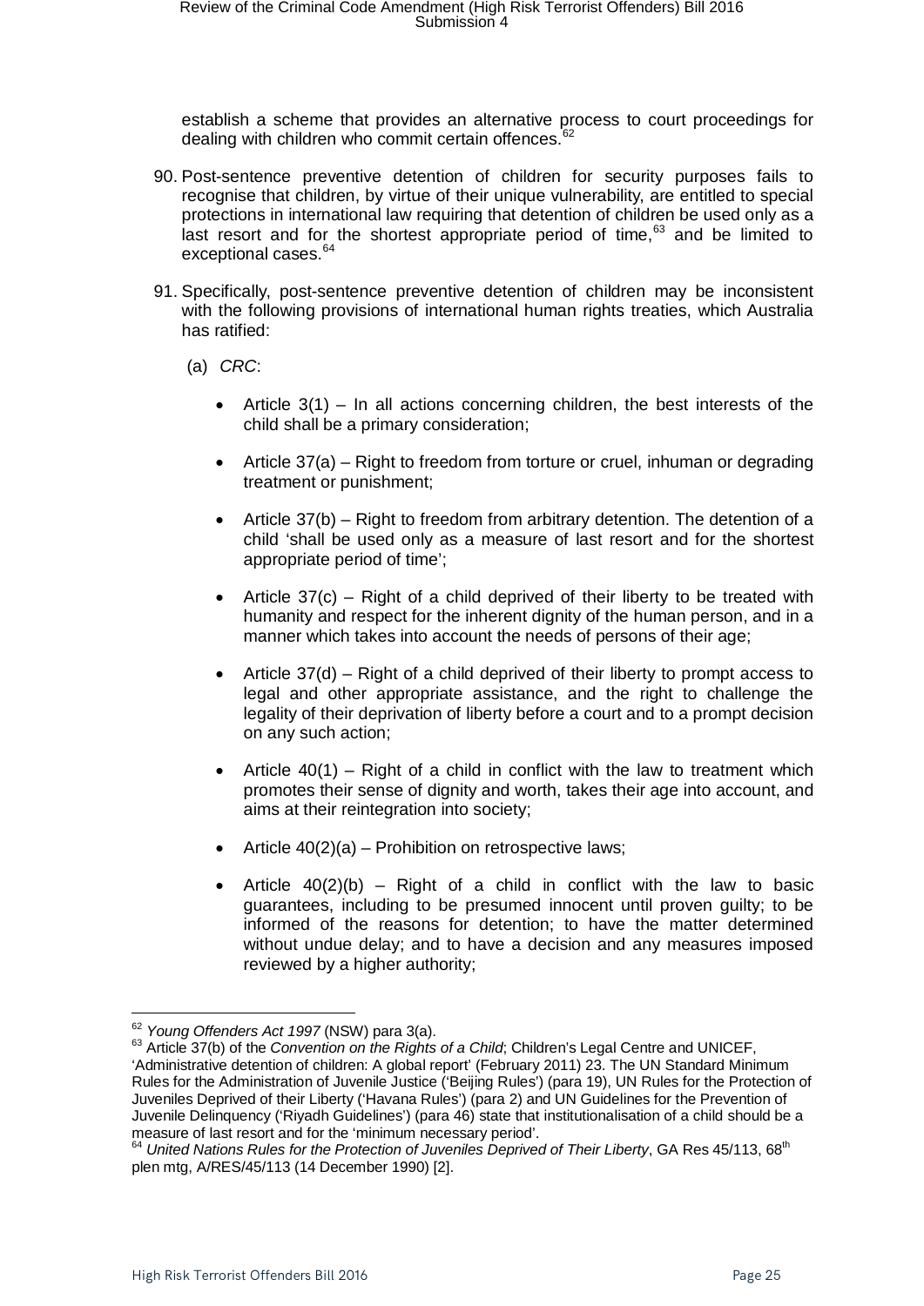establish a scheme that provides an alternative process to court proceedings for dealing with children who commit certain offences.[62]

90. Post-sentence preventive detention of children for security purposes fails to recognise that children, by virtue of their unique vulnerability, are entitled to special protections in international law requiring that detention of children be used only as a last resort and for the shortest appropriate period of time,[63] and be limited to exceptional cases.[64]

91. Specifically, post-sentence preventive detention of children may be inconsistent with the following provisions of international human rights treaties, which Australia has ratified:

    (a) *CRC*:

    - Article 3(1) – In all actions concerning children, the best interests of the child shall be a primary consideration;
    - Article 37(a) – Right to freedom from torture or cruel, inhuman or degrading treatment or punishment;
    - Article 37(b) – Right to freedom from arbitrary detention. The detention of a child 'shall be used only as a measure of last resort and for the shortest appropriate period of time';
    - Article 37(c) – Right of a child deprived of their liberty to be treated with humanity and respect for the inherent dignity of the human person, and in a manner which takes into account the needs of persons of their age;
    - Article 37(d) – Right of a child deprived of their liberty to prompt access to legal and other appropriate assistance, and the right to challenge the legality of their deprivation of liberty before a court and to a prompt decision on any such action;
    - Article 40(1) – Right of a child in conflict with the law to treatment which promotes their sense of dignity and worth, takes their age into account, and aims at their reintegration into society;
    - Article 40(2)(a) – Prohibition on retrospective laws;
    - Article 40(2)(b) – Right of a child in conflict with the law to basic guarantees, including to be presumed innocent until proven guilty; to be informed of the reasons for detention; to have the matter determined without undue delay; and to have a decision and any measures imposed reviewed by a higher authority;

---

[62] *Young Offenders Act 1997* (NSW) para 3(a).

[63] Article 37(b) of the *Convention on the Rights of a Child*; Children's Legal Centre and UNICEF, 'Administrative detention of children: A global report' (February 2011) 23. The UN Standard Minimum Rules for the Administration of Juvenile Justice ('Beijing Rules') (para 19), UN Rules for the Protection of Juveniles Deprived of their Liberty ('Havana Rules') (para 2) and UN Guidelines for the Prevention of Juvenile Delinquency ('Riyadh Guidelines') (para 46) state that institutionalisation of a child should be a measure of last resort and for the 'minimum necessary period'.

[64] *United Nations Rules for the Protection of Juveniles Deprived of Their Liberty*, GA Res 45/113, 68th plen mtg, A/RES/45/113 (14 December 1990) [2].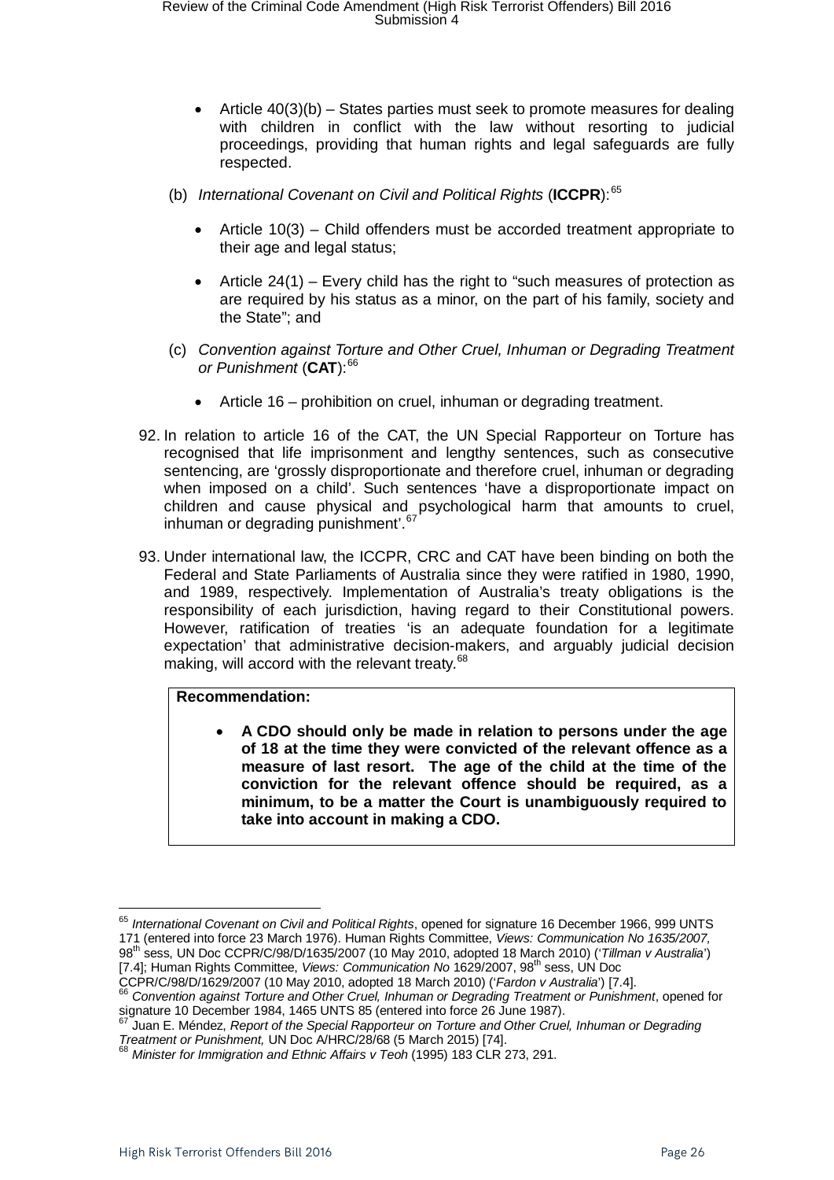- Article 40(3)(b) – States parties must seek to promote measures for dealing with children in conflict with the law without resorting to judicial proceedings, providing that human rights and legal safeguards are fully respected.

(b) *International Covenant on Civil and Political Rights* (**ICCPR**):[65]

- Article 10(3) – Child offenders must be accorded treatment appropriate to their age and legal status;
- Article 24(1) – Every child has the right to "such measures of protection as are required by his status as a minor, on the part of his family, society and the State"; and

(c) *Convention against Torture and Other Cruel, Inhuman or Degrading Treatment or Punishment* (**CAT**):[66]

- Article 16 – prohibition on cruel, inhuman or degrading treatment.

92. In relation to article 16 of the CAT, the UN Special Rapporteur on Torture has recognised that life imprisonment and lengthy sentences, such as consecutive sentencing, are 'grossly disproportionate and therefore cruel, inhuman or degrading when imposed on a child'. Such sentences 'have a disproportionate impact on children and cause physical and psychological harm that amounts to cruel, inhuman or degrading punishment'.[67]

93. Under international law, the ICCPR, CRC and CAT have been binding on both the Federal and State Parliaments of Australia since they were ratified in 1980, 1990, and 1989, respectively. Implementation of Australia's treaty obligations is the responsibility of each jurisdiction, having regard to their Constitutional powers. However, ratification of treaties 'is an adequate foundation for a legitimate expectation' that administrative decision-makers, and arguably judicial decision making, will accord with the relevant treaty.[68]

> **Recommendation:**
>
> - **A CDO should only be made in relation to persons under the age of 18 at the time they were convicted of the relevant offence as a measure of last resort. The age of the child at the time of the conviction for the relevant offence should be required, as a minimum, to be a matter the Court is unambiguously required to take into account in making a CDO.**

---

[65] *International Covenant on Civil and Political Rights*, opened for signature 16 December 1966, 999 UNTS 171 (entered into force 23 March 1976). Human Rights Committee, *Views: Communication No 1635/2007,* 98th sess, UN Doc CCPR/C/98/D/1635/2007 (10 May 2010, adopted 18 March 2010) ('*Tillman v Australia*') [7.4]; Human Rights Committee, *Views: Communication No* 1629/2007, 98th sess, UN Doc CCPR/C/98/D/1629/2007 (10 May 2010, adopted 18 March 2010) ('*Fardon v Australia*') [7.4].

[66] *Convention against Torture and Other Cruel, Inhuman or Degrading Treatment or Punishment*, opened for signature 10 December 1984, 1465 UNTS 85 (entered into force 26 June 1987).

[67] Juan E. Méndez, *Report of the Special Rapporteur on Torture and Other Cruel, Inhuman or Degrading Treatment or Punishment,* UN Doc A/HRC/28/68 (5 March 2015) [74].

[68] *Minister for Immigration and Ethnic Affairs v Teoh* (1995) 183 CLR 273, 291.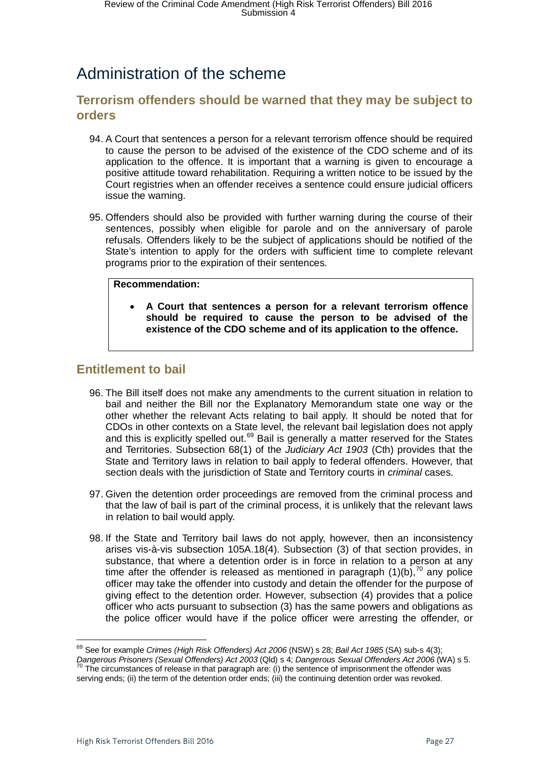# Administration of the scheme

## Terrorism offenders should be warned that they may be subject to orders

94. A Court that sentences a person for a relevant terrorism offence should be required to cause the person to be advised of the existence of the CDO scheme and of its application to the offence. It is important that a warning is given to encourage a positive attitude toward rehabilitation. Requiring a written notice to be issued by the Court registries when an offender receives a sentence could ensure judicial officers issue the warning.

95. Offenders should also be provided with further warning during the course of their sentences, possibly when eligible for parole and on the anniversary of parole refusals. Offenders likely to be the subject of applications should be notified of the State's intention to apply for the orders with sufficient time to complete relevant programs prior to the expiration of their sentences.

> **Recommendation:**
>
> - **A Court that sentences a person for a relevant terrorism offence should be required to cause the person to be advised of the existence of the CDO scheme and of its application to the offence.**

## Entitlement to bail

96. The Bill itself does not make any amendments to the current situation in relation to bail and neither the Bill nor the Explanatory Memorandum state one way or the other whether the relevant Acts relating to bail apply. It should be noted that for CDOs in other contexts on a State level, the relevant bail legislation does not apply and this is explicitly spelled out.[69] Bail is generally a matter reserved for the States and Territories. Subsection 68(1) of the *Judiciary Act 1903* (Cth) provides that the State and Territory laws in relation to bail apply to federal offenders. However, that section deals with the jurisdiction of State and Territory courts in *criminal* cases.

97. Given the detention order proceedings are removed from the criminal process and that the law of bail is part of the criminal process, it is unlikely that the relevant laws in relation to bail would apply.

98. If the State and Territory bail laws do not apply, however, then an inconsistency arises vis-à-vis subsection 105A.18(4). Subsection (3) of that section provides, in substance, that where a detention order is in force in relation to a person at any time after the offender is released as mentioned in paragraph (1)(b),[70] any police officer may take the offender into custody and detain the offender for the purpose of giving effect to the detention order. However, subsection (4) provides that a police officer who acts pursuant to subsection (3) has the same powers and obligations as the police officer would have if the police officer were arresting the offender, or

---

[69] See for example *Crimes (High Risk Offenders) Act 2006* (NSW) s 28; *Bail Act 1985* (SA) sub-s 4(3); *Dangerous Prisoners (Sexual Offenders) Act 2003* (Qld) s 4; *Dangerous Sexual Offenders Act 2006* (WA) s 5.

[70] The circumstances of release in that paragraph are: (i) the sentence of imprisonment the offender was serving ends; (ii) the term of the detention order ends; (iii) the continuing detention order was revoked.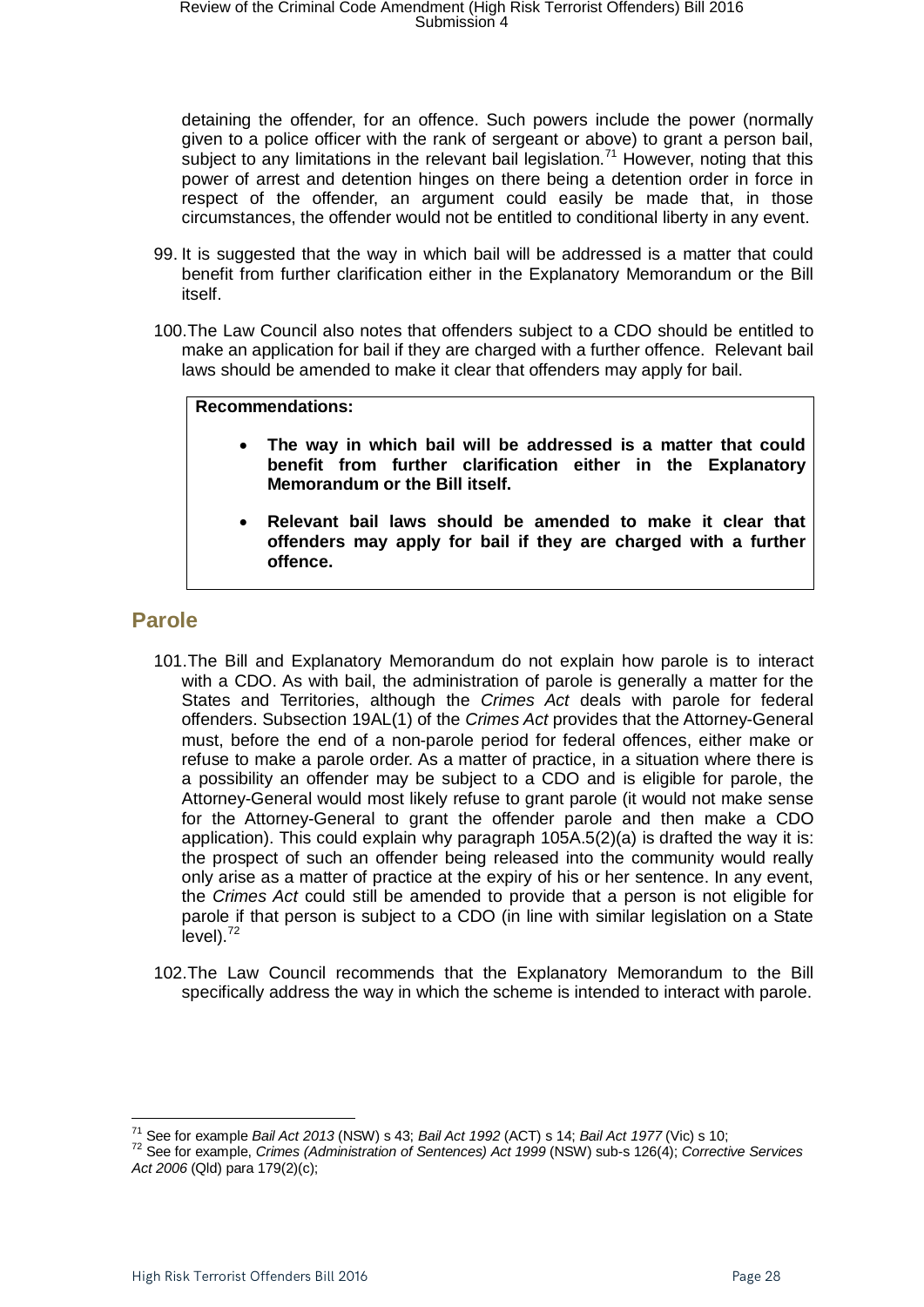detaining the offender, for an offence. Such powers include the power (normally given to a police officer with the rank of sergeant or above) to grant a person bail, subject to any limitations in the relevant bail legislation.[71] However, noting that this power of arrest and detention hinges on there being a detention order in force in respect of the offender, an argument could easily be made that, in those circumstances, the offender would not be entitled to conditional liberty in any event.

99. It is suggested that the way in which bail will be addressed is a matter that could benefit from further clarification either in the Explanatory Memorandum or the Bill itself.

100. The Law Council also notes that offenders subject to a CDO should be entitled to make an application for bail if they are charged with a further offence. Relevant bail laws should be amended to make it clear that offenders may apply for bail.

> **Recommendations:**
>
> - **The way in which bail will be addressed is a matter that could benefit from further clarification either in the Explanatory Memorandum or the Bill itself.**
> - **Relevant bail laws should be amended to make it clear that offenders may apply for bail if they are charged with a further offence.**

## Parole

101. The Bill and Explanatory Memorandum do not explain how parole is to interact with a CDO. As with bail, the administration of parole is generally a matter for the States and Territories, although the *Crimes Act* deals with parole for federal offenders. Subsection 19AL(1) of the *Crimes Act* provides that the Attorney-General must, before the end of a non-parole period for federal offences, either make or refuse to make a parole order. As a matter of practice, in a situation where there is a possibility an offender may be subject to a CDO and is eligible for parole, the Attorney-General would most likely refuse to grant parole (it would not make sense for the Attorney-General to grant the offender parole and then make a CDO application). This could explain why paragraph 105A.5(2)(a) is drafted the way it is: the prospect of such an offender being released into the community would really only arise as a matter of practice at the expiry of his or her sentence. In any event, the *Crimes Act* could still be amended to provide that a person is not eligible for parole if that person is subject to a CDO (in line with similar legislation on a State level).[72]

102. The Law Council recommends that the Explanatory Memorandum to the Bill specifically address the way in which the scheme is intended to interact with parole.

---

[71] See for example *Bail Act 2013* (NSW) s 43; *Bail Act 1992* (ACT) s 14; *Bail Act 1977* (Vic) s 10;

[72] See for example, *Crimes (Administration of Sentences) Act 1999* (NSW) sub-s 126(4); *Corrective Services Act 2006* (Qld) para 179(2)(c);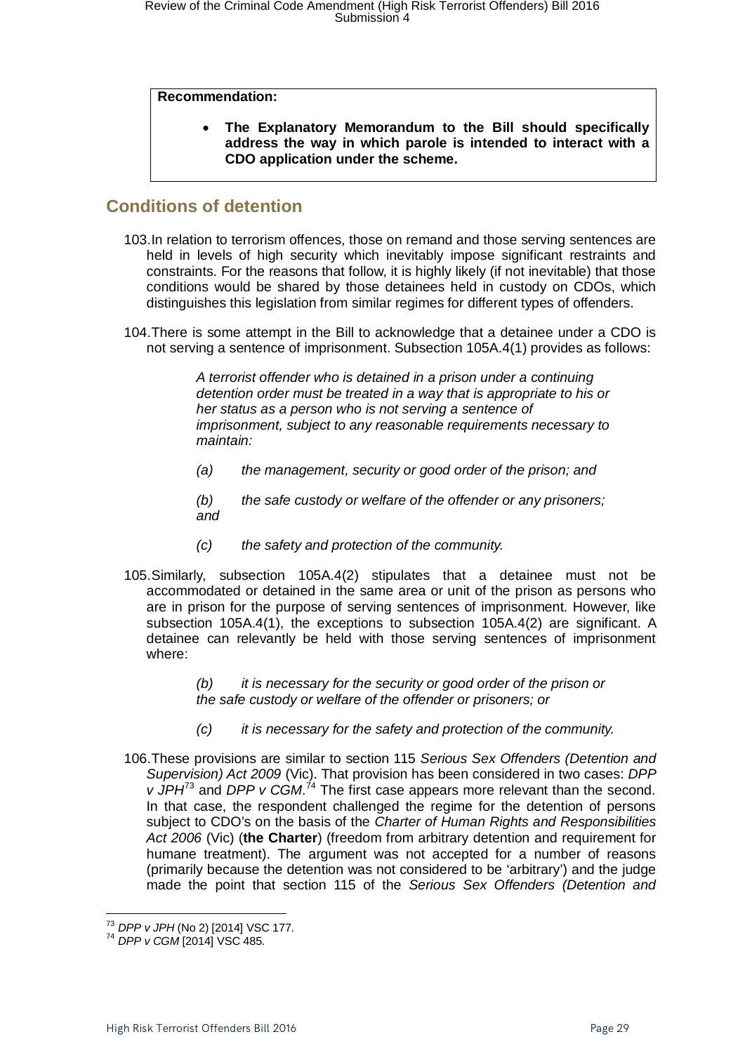> **Recommendation:**
>
> - **The Explanatory Memorandum to the Bill should specifically address the way in which parole is intended to interact with a CDO application under the scheme.**

## Conditions of detention

103. In relation to terrorism offences, those on remand and those serving sentences are held in levels of high security which inevitably impose significant restraints and constraints. For the reasons that follow, it is highly likely (if not inevitable) that those conditions would be shared by those detainees held in custody on CDOs, which distinguishes this legislation from similar regimes for different types of offenders.

104. There is some attempt in the Bill to acknowledge that a detainee under a CDO is not serving a sentence of imprisonment. Subsection 105A.4(1) provides as follows:

> *A terrorist offender who is detained in a prison under a continuing detention order must be treated in a way that is appropriate to his or her status as a person who is not serving a sentence of imprisonment, subject to any reasonable requirements necessary to maintain:*
>
> *(a) the management, security or good order of the prison; and*
>
> *(b) the safe custody or welfare of the offender or any prisoners; and*
>
> *(c) the safety and protection of the community.*

105. Similarly, subsection 105A.4(2) stipulates that a detainee must not be accommodated or detained in the same area or unit of the prison as persons who are in prison for the purpose of serving sentences of imprisonment. However, like subsection 105A.4(1), the exceptions to subsection 105A.4(2) are significant. A detainee can relevantly be held with those serving sentences of imprisonment where:

> *(b) it is necessary for the security or good order of the prison or the safe custody or welfare of the offender or prisoners; or*
>
> *(c) it is necessary for the safety and protection of the community.*

106. These provisions are similar to section 115 *Serious Sex Offenders (Detention and Supervision) Act 2009* (Vic). That provision has been considered in two cases: *DPP v JPH*[73] and *DPP v CGM*.[74] The first case appears more relevant than the second. In that case, the respondent challenged the regime for the detention of persons subject to CDO's on the basis of the *Charter of Human Rights and Responsibilities Act 2006* (Vic) (**the Charter**) (freedom from arbitrary detention and requirement for humane treatment). The argument was not accepted for a number of reasons (primarily because the detention was not considered to be 'arbitrary') and the judge made the point that section 115 of the *Serious Sex Offenders (Detention and*

---

[73] *DPP v JPH* (No 2) [2014] VSC 177.

[74] *DPP v CGM* [2014] VSC 485.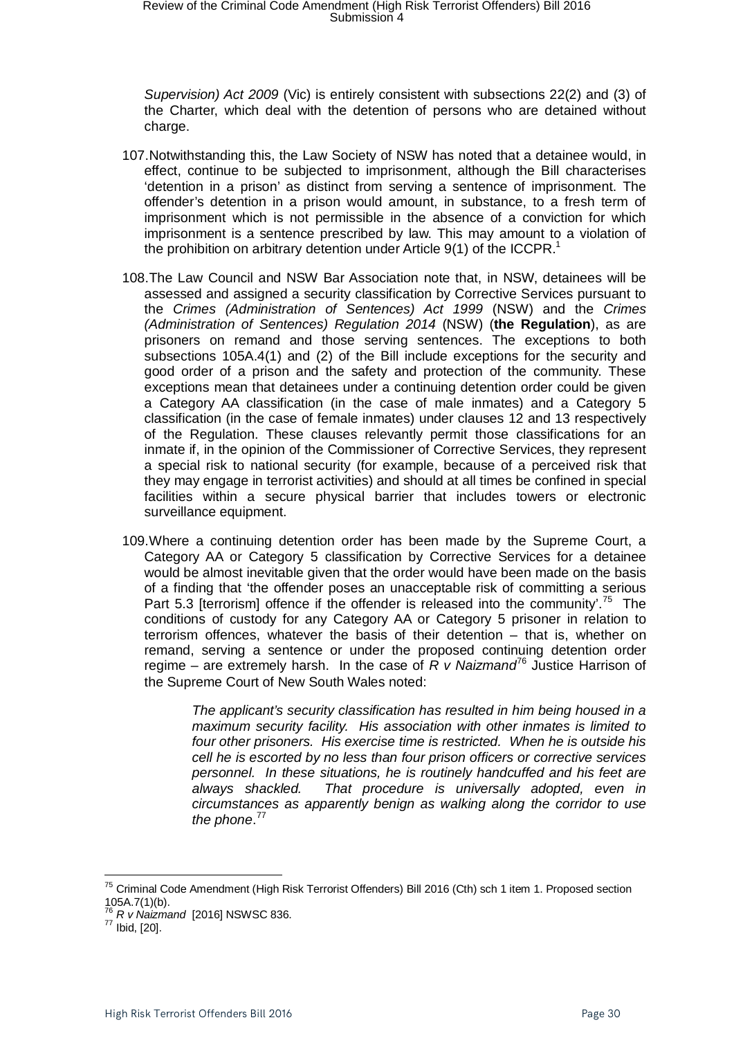*Supervision) Act 2009* (Vic) is entirely consistent with subsections 22(2) and (3) of the Charter, which deal with the detention of persons who are detained without charge.

107. Notwithstanding this, the Law Society of NSW has noted that a detainee would, in effect, continue to be subjected to imprisonment, although the Bill characterises 'detention in a prison' as distinct from serving a sentence of imprisonment. The offender's detention in a prison would amount, in substance, to a fresh term of imprisonment which is not permissible in the absence of a conviction for which imprisonment is a sentence prescribed by law. This may amount to a violation of the prohibition on arbitrary detention under Article 9(1) of the ICCPR.[1]

108. The Law Council and NSW Bar Association note that, in NSW, detainees will be assessed and assigned a security classification by Corrective Services pursuant to the *Crimes (Administration of Sentences) Act 1999* (NSW) and the *Crimes (Administration of Sentences) Regulation 2014* (NSW) (**the Regulation**), as are prisoners on remand and those serving sentences. The exceptions to both subsections 105A.4(1) and (2) of the Bill include exceptions for the security and good order of a prison and the safety and protection of the community. These exceptions mean that detainees under a continuing detention order could be given a Category AA classification (in the case of male inmates) and a Category 5 classification (in the case of female inmates) under clauses 12 and 13 respectively of the Regulation. These clauses relevantly permit those classifications for an inmate if, in the opinion of the Commissioner of Corrective Services, they represent a special risk to national security (for example, because of a perceived risk that they may engage in terrorist activities) and should at all times be confined in special facilities within a secure physical barrier that includes towers or electronic surveillance equipment.

109. Where a continuing detention order has been made by the Supreme Court, a Category AA or Category 5 classification by Corrective Services for a detainee would be almost inevitable given that the order would have been made on the basis of a finding that 'the offender poses an unacceptable risk of committing a serious Part 5.3 [terrorism] offence if the offender is released into the community'.[75] The conditions of custody for any Category AA or Category 5 prisoner in relation to terrorism offences, whatever the basis of their detention – that is, whether on remand, serving a sentence or under the proposed continuing detention order regime – are extremely harsh. In the case of *R v Naizmand*[76] Justice Harrison of the Supreme Court of New South Wales noted:

> *The applicant's security classification has resulted in him being housed in a maximum security facility. His association with other inmates is limited to four other prisoners. His exercise time is restricted. When he is outside his cell he is escorted by no less than four prison officers or corrective services personnel. In these situations, he is routinely handcuffed and his feet are always shackled. That procedure is universally adopted, even in circumstances as apparently benign as walking along the corridor to use the phone*.[77]

---

[75] Criminal Code Amendment (High Risk Terrorist Offenders) Bill 2016 (Cth) sch 1 item 1. Proposed section 105A.7(1)(b).

[76] *R v Naizmand* [2016] NSWSC 836.

[77] Ibid, [20].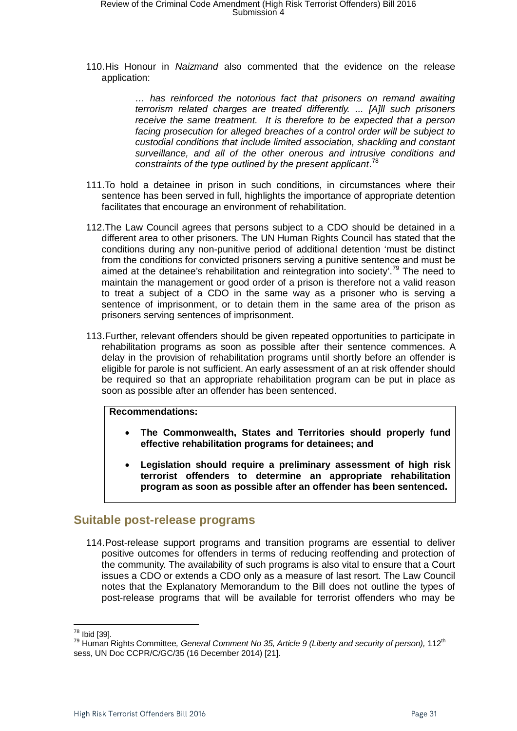110. His Honour in *Naizmand* also commented that the evidence on the release application:

> *… has reinforced the notorious fact that prisoners on remand awaiting terrorism related charges are treated differently. ... [A]ll such prisoners receive the same treatment. It is therefore to be expected that a person facing prosecution for alleged breaches of a control order will be subject to custodial conditions that include limited association, shackling and constant surveillance, and all of the other onerous and intrusive conditions and constraints of the type outlined by the present applicant*.[78]

111. To hold a detainee in prison in such conditions, in circumstances where their sentence has been served in full, highlights the importance of appropriate detention facilitates that encourage an environment of rehabilitation.

112. The Law Council agrees that persons subject to a CDO should be detained in a different area to other prisoners. The UN Human Rights Council has stated that the conditions during any non-punitive period of additional detention 'must be distinct from the conditions for convicted prisoners serving a punitive sentence and must be aimed at the detainee's rehabilitation and reintegration into society'.[79] The need to maintain the management or good order of a prison is therefore not a valid reason to treat a subject of a CDO in the same way as a prisoner who is serving a sentence of imprisonment, or to detain them in the same area of the prison as prisoners serving sentences of imprisonment.

113. Further, relevant offenders should be given repeated opportunities to participate in rehabilitation programs as soon as possible after their sentence commences. A delay in the provision of rehabilitation programs until shortly before an offender is eligible for parole is not sufficient. An early assessment of an at risk offender should be required so that an appropriate rehabilitation program can be put in place as soon as possible after an offender has been sentenced.

**Recommendations:**

- **The Commonwealth, States and Territories should properly fund effective rehabilitation programs for detainees; and**
- **Legislation should require a preliminary assessment of high risk terrorist offenders to determine an appropriate rehabilitation program as soon as possible after an offender has been sentenced.**

## Suitable post-release programs

114. Post-release support programs and transition programs are essential to deliver positive outcomes for offenders in terms of reducing reoffending and protection of the community. The availability of such programs is also vital to ensure that a Court issues a CDO or extends a CDO only as a measure of last resort. The Law Council notes that the Explanatory Memorandum to the Bill does not outline the types of post-release programs that will be available for terrorist offenders who may be

---

[78] Ibid [39].

[79] Human Rights Committee, *General Comment No 35, Article 9 (Liberty and security of person),* 112th sess, UN Doc CCPR/C/GC/35 (16 December 2014) [21].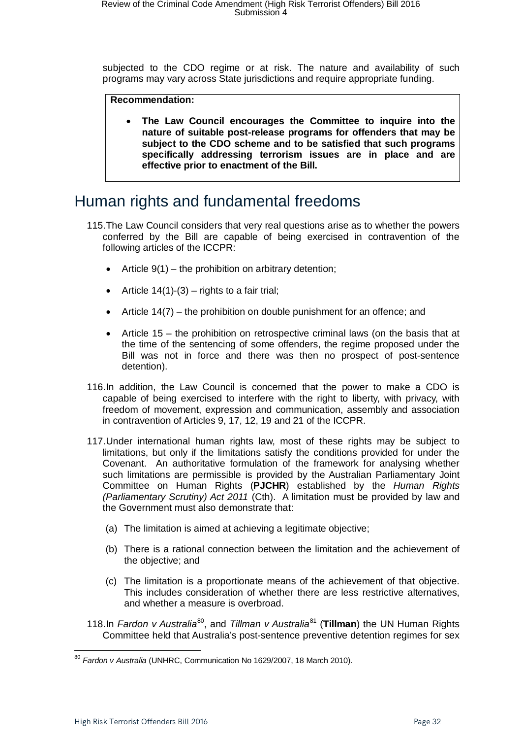subjected to the CDO regime or at risk. The nature and availability of such programs may vary across State jurisdictions and require appropriate funding.

> **Recommendation:**
>
> - **The Law Council encourages the Committee to inquire into the nature of suitable post-release programs for offenders that may be subject to the CDO scheme and to be satisfied that such programs specifically addressing terrorism issues are in place and are effective prior to enactment of the Bill.**

# Human rights and fundamental freedoms

115. The Law Council considers that very real questions arise as to whether the powers conferred by the Bill are capable of being exercised in contravention of the following articles of the ICCPR:

    - Article 9(1) – the prohibition on arbitrary detention;
    - Article 14(1)-(3) – rights to a fair trial;
    - Article 14(7) – the prohibition on double punishment for an offence; and
    - Article 15 – the prohibition on retrospective criminal laws (on the basis that at the time of the sentencing of some offenders, the regime proposed under the Bill was not in force and there was then no prospect of post-sentence detention).

116. In addition, the Law Council is concerned that the power to make a CDO is capable of being exercised to interfere with the right to liberty, with privacy, with freedom of movement, expression and communication, assembly and association in contravention of Articles 9, 17, 12, 19 and 21 of the ICCPR.

117. Under international human rights law, most of these rights may be subject to limitations, but only if the limitations satisfy the conditions provided for under the Covenant. An authoritative formulation of the framework for analysing whether such limitations are permissible is provided by the Australian Parliamentary Joint Committee on Human Rights (**PJCHR**) established by the *Human Rights (Parliamentary Scrutiny) Act 2011* (Cth). A limitation must be provided by law and the Government must also demonstrate that:

    (a) The limitation is aimed at achieving a legitimate objective;

    (b) There is a rational connection between the limitation and the achievement of the objective; and

    (c) The limitation is a proportionate means of the achievement of that objective. This includes consideration of whether there are less restrictive alternatives, and whether a measure is overbroad.

118. In *Fardon v Australia*[80], and *Tillman v Australia*[81] (**Tillman**) the UN Human Rights Committee held that Australia's post-sentence preventive detention regimes for sex

---

[80] *Fardon v Australia* (UNHRC, Communication No 1629/2007, 18 March 2010).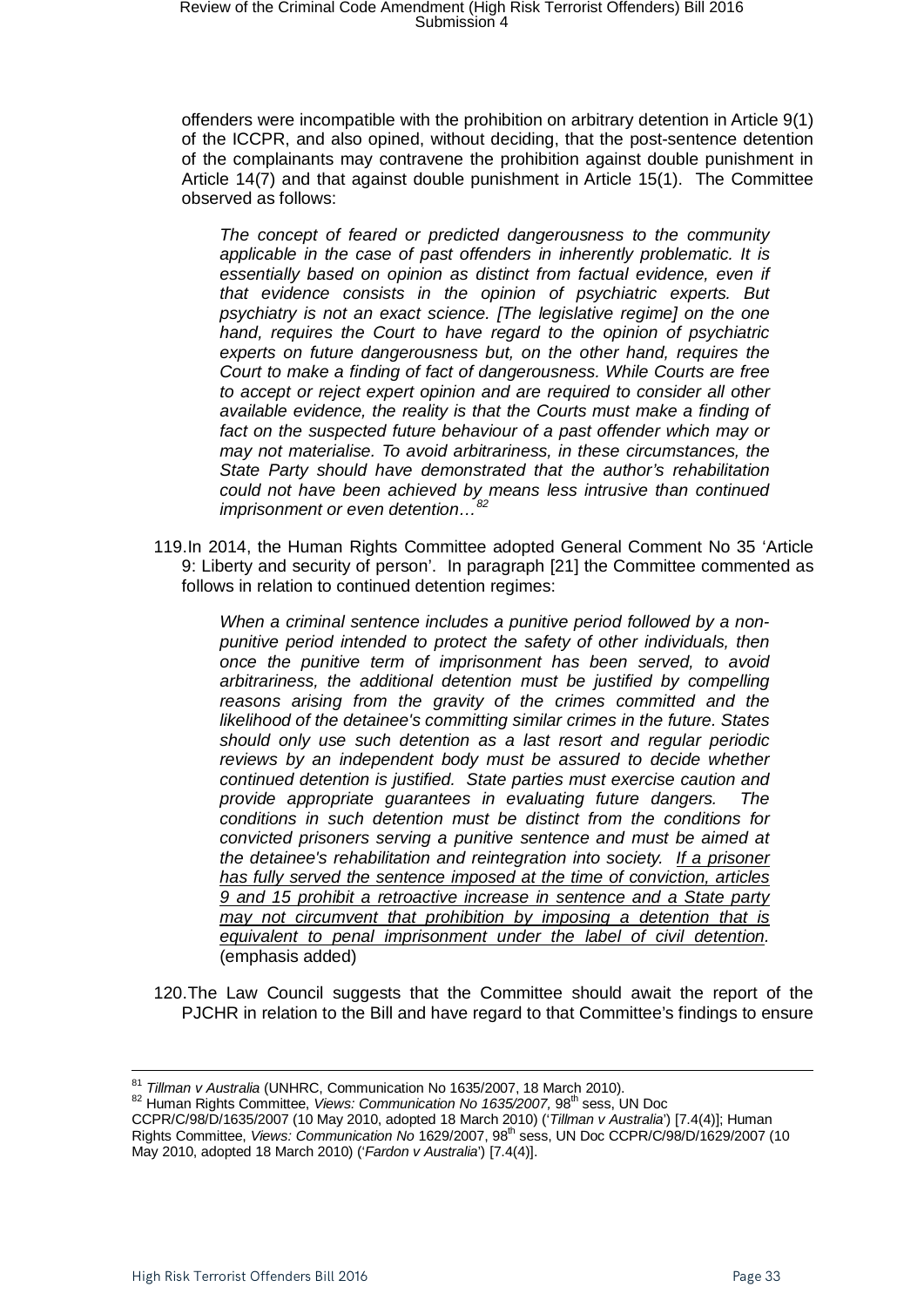offenders were incompatible with the prohibition on arbitrary detention in Article 9(1) of the ICCPR, and also opined, without deciding, that the post-sentence detention of the complainants may contravene the prohibition against double punishment in Article 14(7) and that against double punishment in Article 15(1). The Committee observed as follows:

> *The concept of feared or predicted dangerousness to the community applicable in the case of past offenders in inherently problematic. It is essentially based on opinion as distinct from factual evidence, even if that evidence consists in the opinion of psychiatric experts. But psychiatry is not an exact science. [The legislative regime] on the one hand, requires the Court to have regard to the opinion of psychiatric experts on future dangerousness but, on the other hand, requires the Court to make a finding of fact of dangerousness. While Courts are free to accept or reject expert opinion and are required to consider all other available evidence, the reality is that the Courts must make a finding of fact on the suspected future behaviour of a past offender which may or may not materialise. To avoid arbitrariness, in these circumstances, the State Party should have demonstrated that the author's rehabilitation could not have been achieved by means less intrusive than continued imprisonment or even detention…*[82]

119. In 2014, the Human Rights Committee adopted General Comment No 35 'Article 9: Liberty and security of person'. In paragraph [21] the Committee commented as follows in relation to continued detention regimes:

> *When a criminal sentence includes a punitive period followed by a non-punitive period intended to protect the safety of other individuals, then once the punitive term of imprisonment has been served, to avoid arbitrariness, the additional detention must be justified by compelling reasons arising from the gravity of the crimes committed and the likelihood of the detainee's committing similar crimes in the future. States should only use such detention as a last resort and regular periodic reviews by an independent body must be assured to decide whether continued detention is justified. State parties must exercise caution and provide appropriate guarantees in evaluating future dangers. The conditions in such detention must be distinct from the conditions for convicted prisoners serving a punitive sentence and must be aimed at the detainee's rehabilitation and reintegration into society. <u>If a prisoner has fully served the sentence imposed at the time of conviction, articles 9 and 15 prohibit a retroactive increase in sentence and a State party may not circumvent that prohibition by imposing a detention that is equivalent to penal imprisonment under the label of civil detention</u>.* (emphasis added)

120. The Law Council suggests that the Committee should await the report of the PJCHR in relation to the Bill and have regard to that Committee's findings to ensure

---

[81] *Tillman v Australia* (UNHRC, Communication No 1635/2007, 18 March 2010).

[82] Human Rights Committee, *Views: Communication No 1635/2007*, 98th sess, UN Doc CCPR/C/98/D/1635/2007 (10 May 2010, adopted 18 March 2010) ('*Tillman v Australia*') [7.4(4)]; Human Rights Committee, *Views: Communication No* 1629/2007, 98th sess, UN Doc CCPR/C/98/D/1629/2007 (10 May 2010, adopted 18 March 2010) ('*Fardon v Australia*') [7.4(4)].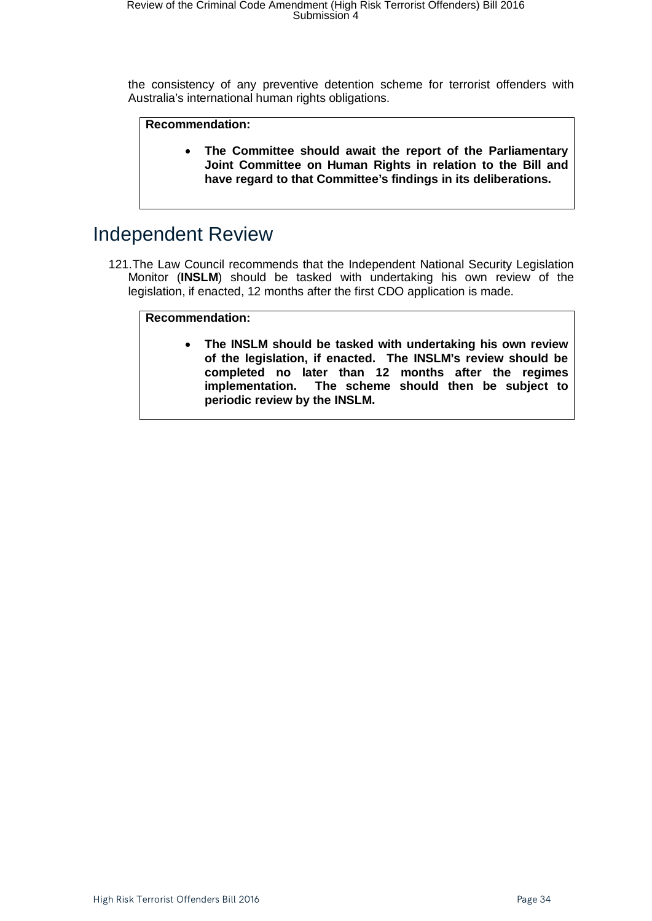the consistency of any preventive detention scheme for terrorist offenders with Australia's international human rights obligations.

**Recommendation:**

- **The Committee should await the report of the Parliamentary Joint Committee on Human Rights in relation to the Bill and have regard to that Committee's findings in its deliberations.**

# Independent Review

121. The Law Council recommends that the Independent National Security Legislation Monitor (**INSLM**) should be tasked with undertaking his own review of the legislation, if enacted, 12 months after the first CDO application is made.

**Recommendation:**

- **The INSLM should be tasked with undertaking his own review of the legislation, if enacted. The INSLM's review should be completed no later than 12 months after the regimes implementation. The scheme should then be subject to periodic review by the INSLM.**